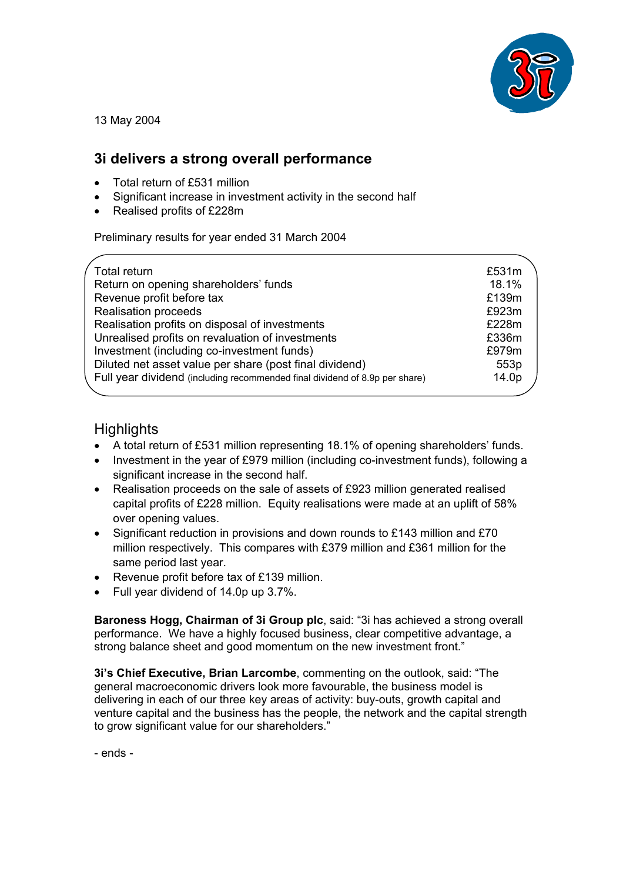13 May 2004

## 3i delivers a strong overall performance

- Total return of £531 million
- Significant increase in investment activity in the second half
- Realised profits of £228m

Preliminary results for year ended 31 March 2004

| | |
|---|---|
| Total return | £531m |
| Return on opening shareholders' funds | 18.1% |
| Revenue profit before tax | £139m |
| Realisation proceeds | £923m |
| Realisation profits on disposal of investments | £228m |
| Unrealised profits on revaluation of investments | £336m |
| Investment (including co-investment funds) | £979m |
| Diluted net asset value per share (post final dividend) | 553p |
| Full year dividend (including recommended final dividend of 8.9p per share) | 14.0p |

## Highlights

- A total return of £531 million representing 18.1% of opening shareholders' funds.
- Investment in the year of £979 million (including co-investment funds), following a significant increase in the second half.
- Realisation proceeds on the sale of assets of £923 million generated realised capital profits of £228 million. Equity realisations were made at an uplift of 58% over opening values.
- Significant reduction in provisions and down rounds to £143 million and £70 million respectively. This compares with £379 million and £361 million for the same period last year.
- Revenue profit before tax of £139 million.
- Full year dividend of 14.0p up 3.7%.

**Baroness Hogg, Chairman of 3i Group plc**, said: "3i has achieved a strong overall performance. We have a highly focused business, clear competitive advantage, a strong balance sheet and good momentum on the new investment front."

**3i's Chief Executive, Brian Larcombe**, commenting on the outlook, said: "The general macroeconomic drivers look more favourable, the business model is delivering in each of our three key areas of activity: buy-outs, growth capital and venture capital and the business has the people, the network and the capital strength to grow significant value for our shareholders."

- ends -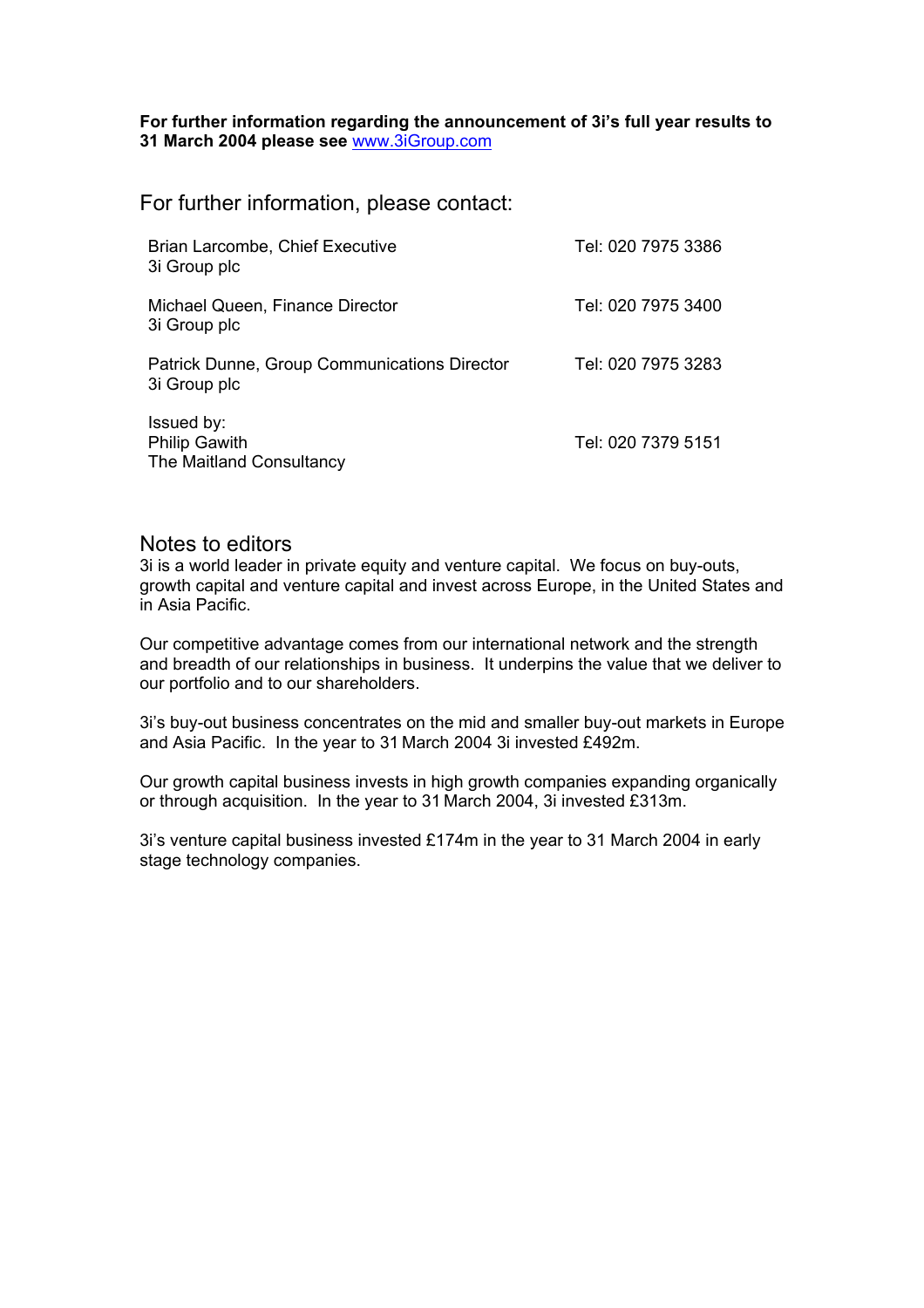**For further information regarding the announcement of 3i's full year results to 31 March 2004 please see** [www.3iGroup.com](http://www.3iGroup.com)

## For further information, please contact:

| | |
|---|---|
| Brian Larcombe, Chief Executive<br>3i Group plc | Tel: 020 7975 3386 |
| Michael Queen, Finance Director<br>3i Group plc | Tel: 020 7975 3400 |
| Patrick Dunne, Group Communications Director<br>3i Group plc | Tel: 020 7975 3283 |
| Issued by:<br>Philip Gawith<br>The Maitland Consultancy | Tel: 020 7379 5151 |

## Notes to editors

3i is a world leader in private equity and venture capital. We focus on buy-outs, growth capital and venture capital and invest across Europe, in the United States and in Asia Pacific.

Our competitive advantage comes from our international network and the strength and breadth of our relationships in business. It underpins the value that we deliver to our portfolio and to our shareholders.

3i's buy-out business concentrates on the mid and smaller buy-out markets in Europe and Asia Pacific. In the year to 31 March 2004 3i invested £492m.

Our growth capital business invests in high growth companies expanding organically or through acquisition. In the year to 31 March 2004, 3i invested £313m.

3i's venture capital business invested £174m in the year to 31 March 2004 in early stage technology companies.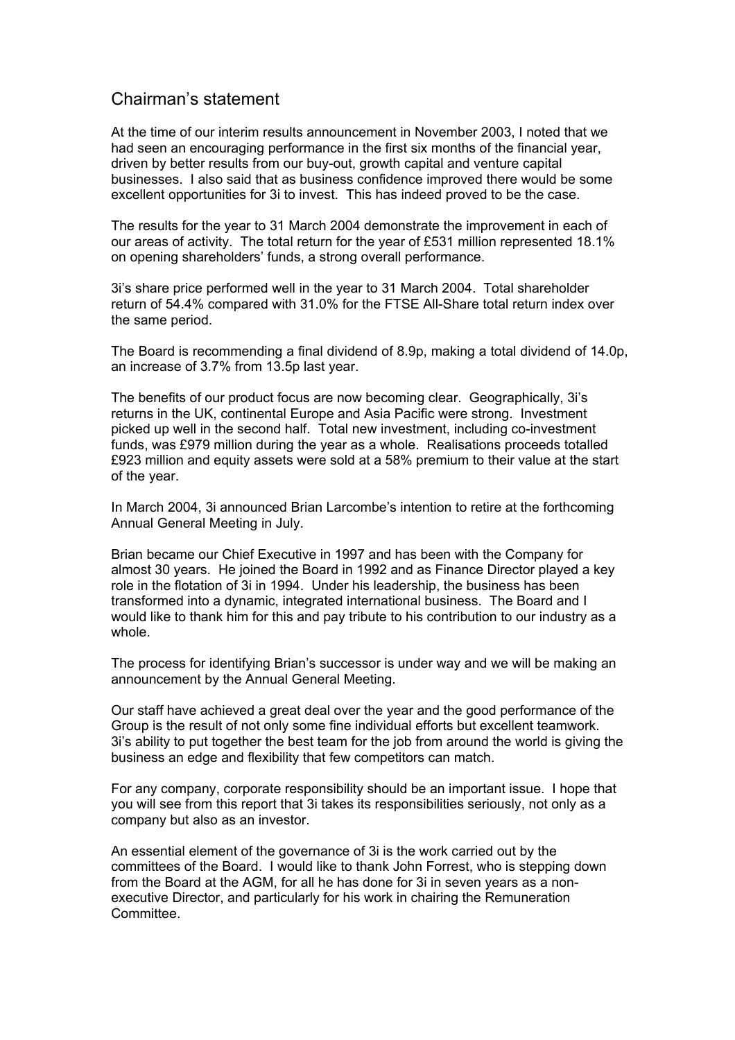# Chairman's statement

At the time of our interim results announcement in November 2003, I noted that we had seen an encouraging performance in the first six months of the financial year, driven by better results from our buy-out, growth capital and venture capital businesses. I also said that as business confidence improved there would be some excellent opportunities for 3i to invest. This has indeed proved to be the case.

The results for the year to 31 March 2004 demonstrate the improvement in each of our areas of activity. The total return for the year of £531 million represented 18.1% on opening shareholders' funds, a strong overall performance.

3i's share price performed well in the year to 31 March 2004. Total shareholder return of 54.4% compared with 31.0% for the FTSE All-Share total return index over the same period.

The Board is recommending a final dividend of 8.9p, making a total dividend of 14.0p, an increase of 3.7% from 13.5p last year.

The benefits of our product focus are now becoming clear. Geographically, 3i's returns in the UK, continental Europe and Asia Pacific were strong. Investment picked up well in the second half. Total new investment, including co-investment funds, was £979 million during the year as a whole. Realisations proceeds totalled £923 million and equity assets were sold at a 58% premium to their value at the start of the year.

In March 2004, 3i announced Brian Larcombe's intention to retire at the forthcoming Annual General Meeting in July.

Brian became our Chief Executive in 1997 and has been with the Company for almost 30 years. He joined the Board in 1992 and as Finance Director played a key role in the flotation of 3i in 1994. Under his leadership, the business has been transformed into a dynamic, integrated international business. The Board and I would like to thank him for this and pay tribute to his contribution to our industry as a whole.

The process for identifying Brian's successor is under way and we will be making an announcement by the Annual General Meeting.

Our staff have achieved a great deal over the year and the good performance of the Group is the result of not only some fine individual efforts but excellent teamwork. 3i's ability to put together the best team for the job from around the world is giving the business an edge and flexibility that few competitors can match.

For any company, corporate responsibility should be an important issue. I hope that you will see from this report that 3i takes its responsibilities seriously, not only as a company but also as an investor.

An essential element of the governance of 3i is the work carried out by the committees of the Board. I would like to thank John Forrest, who is stepping down from the Board at the AGM, for all he has done for 3i in seven years as a non-executive Director, and particularly for his work in chairing the Remuneration Committee.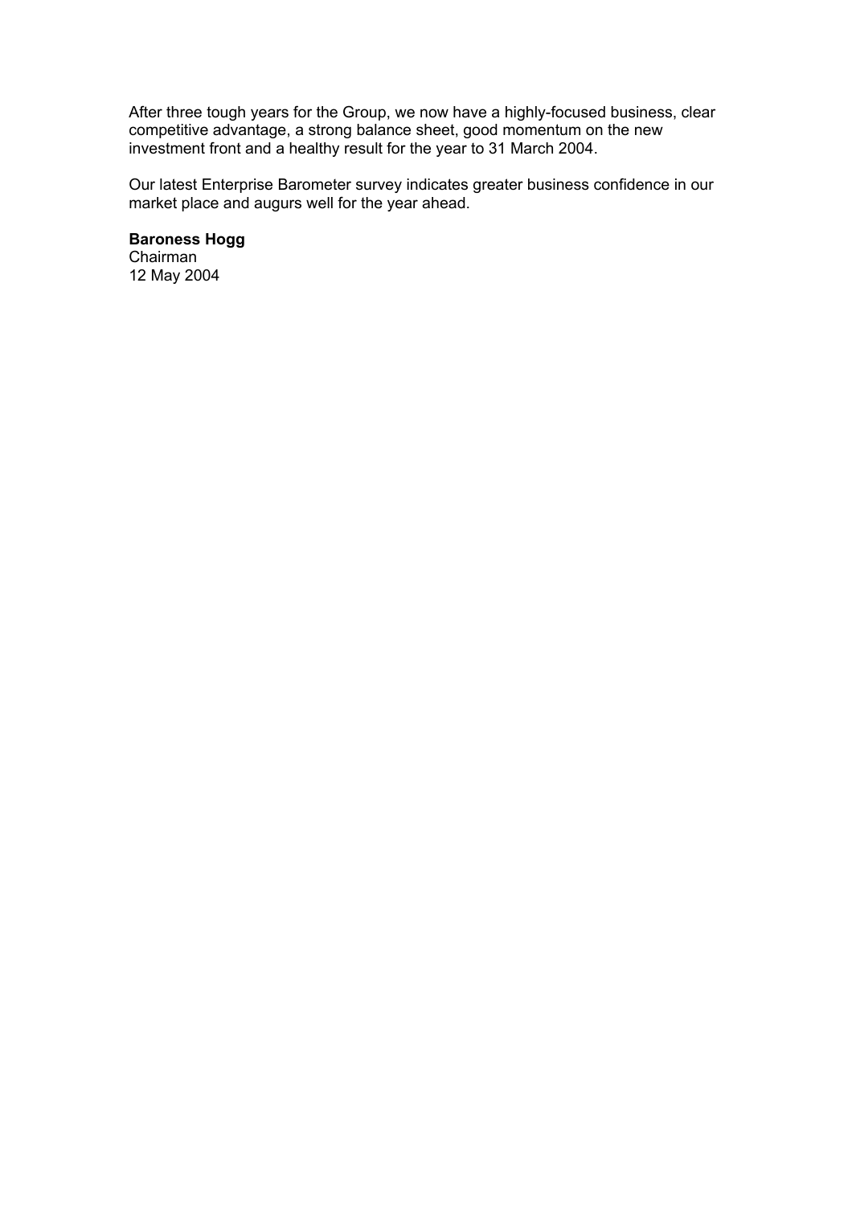After three tough years for the Group, we now have a highly-focused business, clear competitive advantage, a strong balance sheet, good momentum on the new investment front and a healthy result for the year to 31 March 2004.

Our latest Enterprise Barometer survey indicates greater business confidence in our market place and augurs well for the year ahead.

**Baroness Hogg**
Chairman
12 May 2004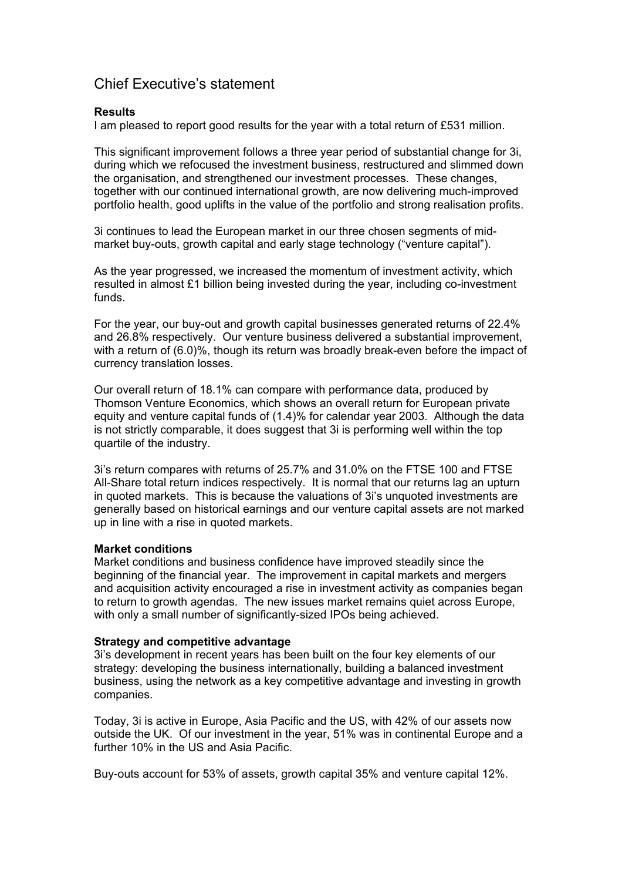# Chief Executive's statement

**Results**

I am pleased to report good results for the year with a total return of £531 million.

This significant improvement follows a three year period of substantial change for 3i, during which we refocused the investment business, restructured and slimmed down the organisation, and strengthened our investment processes. These changes, together with our continued international growth, are now delivering much-improved portfolio health, good uplifts in the value of the portfolio and strong realisation profits.

3i continues to lead the European market in our three chosen segments of mid-market buy-outs, growth capital and early stage technology ("venture capital").

As the year progressed, we increased the momentum of investment activity, which resulted in almost £1 billion being invested during the year, including co-investment funds.

For the year, our buy-out and growth capital businesses generated returns of 22.4% and 26.8% respectively. Our venture business delivered a substantial improvement, with a return of (6.0)%, though its return was broadly break-even before the impact of currency translation losses.

Our overall return of 18.1% can compare with performance data, produced by Thomson Venture Economics, which shows an overall return for European private equity and venture capital funds of (1.4)% for calendar year 2003. Although the data is not strictly comparable, it does suggest that 3i is performing well within the top quartile of the industry.

3i's return compares with returns of 25.7% and 31.0% on the FTSE 100 and FTSE All-Share total return indices respectively. It is normal that our returns lag an upturn in quoted markets. This is because the valuations of 3i's unquoted investments are generally based on historical earnings and our venture capital assets are not marked up in line with a rise in quoted markets.

**Market conditions**

Market conditions and business confidence have improved steadily since the beginning of the financial year. The improvement in capital markets and mergers and acquisition activity encouraged a rise in investment activity as companies began to return to growth agendas. The new issues market remains quiet across Europe, with only a small number of significantly-sized IPOs being achieved.

**Strategy and competitive advantage**

3i's development in recent years has been built on the four key elements of our strategy: developing the business internationally, building a balanced investment business, using the network as a key competitive advantage and investing in growth companies.

Today, 3i is active in Europe, Asia Pacific and the US, with 42% of our assets now outside the UK. Of our investment in the year, 51% was in continental Europe and a further 10% in the US and Asia Pacific.

Buy-outs account for 53% of assets, growth capital 35% and venture capital 12%.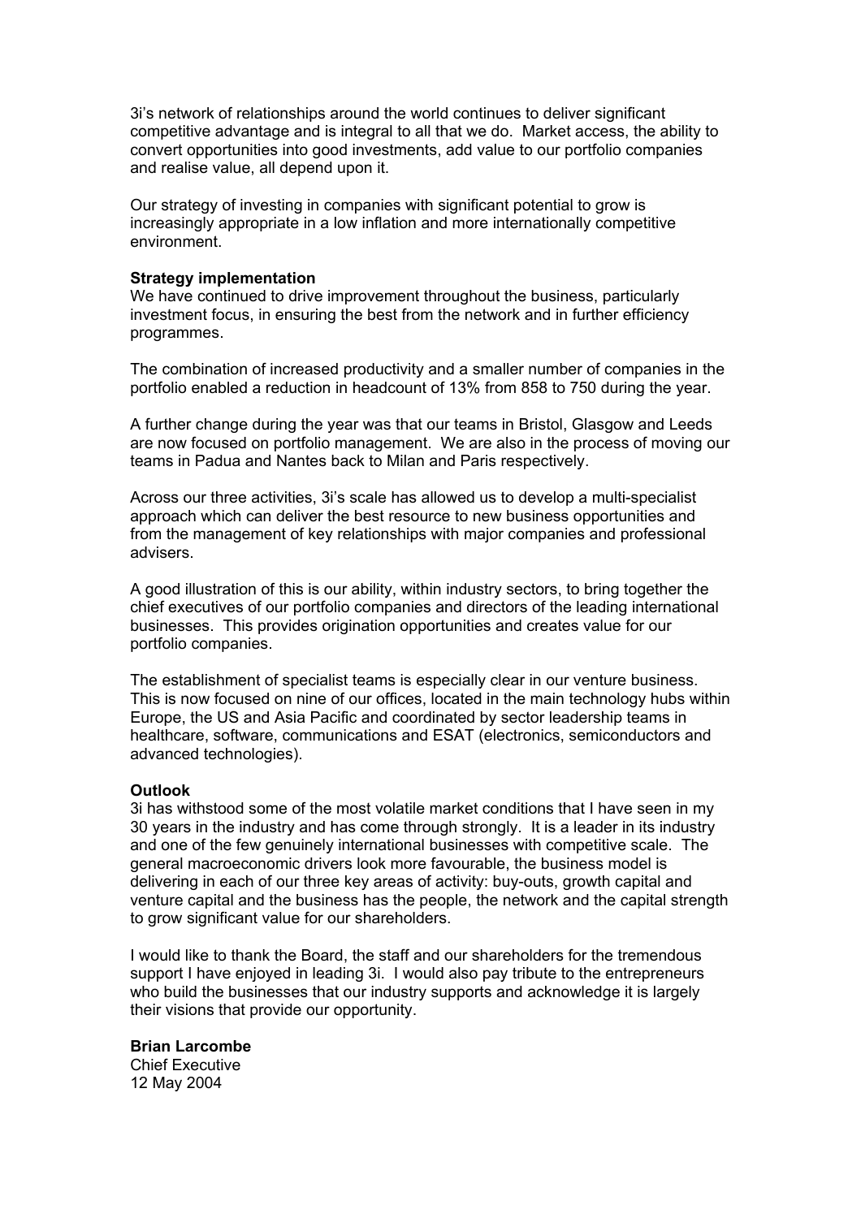3i's network of relationships around the world continues to deliver significant competitive advantage and is integral to all that we do. Market access, the ability to convert opportunities into good investments, add value to our portfolio companies and realise value, all depend upon it.

Our strategy of investing in companies with significant potential to grow is increasingly appropriate in a low inflation and more internationally competitive environment.

**Strategy implementation**

We have continued to drive improvement throughout the business, particularly investment focus, in ensuring the best from the network and in further efficiency programmes.

The combination of increased productivity and a smaller number of companies in the portfolio enabled a reduction in headcount of 13% from 858 to 750 during the year.

A further change during the year was that our teams in Bristol, Glasgow and Leeds are now focused on portfolio management. We are also in the process of moving our teams in Padua and Nantes back to Milan and Paris respectively.

Across our three activities, 3i's scale has allowed us to develop a multi-specialist approach which can deliver the best resource to new business opportunities and from the management of key relationships with major companies and professional advisers.

A good illustration of this is our ability, within industry sectors, to bring together the chief executives of our portfolio companies and directors of the leading international businesses. This provides origination opportunities and creates value for our portfolio companies.

The establishment of specialist teams is especially clear in our venture business. This is now focused on nine of our offices, located in the main technology hubs within Europe, the US and Asia Pacific and coordinated by sector leadership teams in healthcare, software, communications and ESAT (electronics, semiconductors and advanced technologies).

**Outlook**

3i has withstood some of the most volatile market conditions that I have seen in my 30 years in the industry and has come through strongly. It is a leader in its industry and one of the few genuinely international businesses with competitive scale. The general macroeconomic drivers look more favourable, the business model is delivering in each of our three key areas of activity: buy-outs, growth capital and venture capital and the business has the people, the network and the capital strength to grow significant value for our shareholders.

I would like to thank the Board, the staff and our shareholders for the tremendous support I have enjoyed in leading 3i. I would also pay tribute to the entrepreneurs who build the businesses that our industry supports and acknowledge it is largely their visions that provide our opportunity.

**Brian Larcombe**
Chief Executive
12 May 2004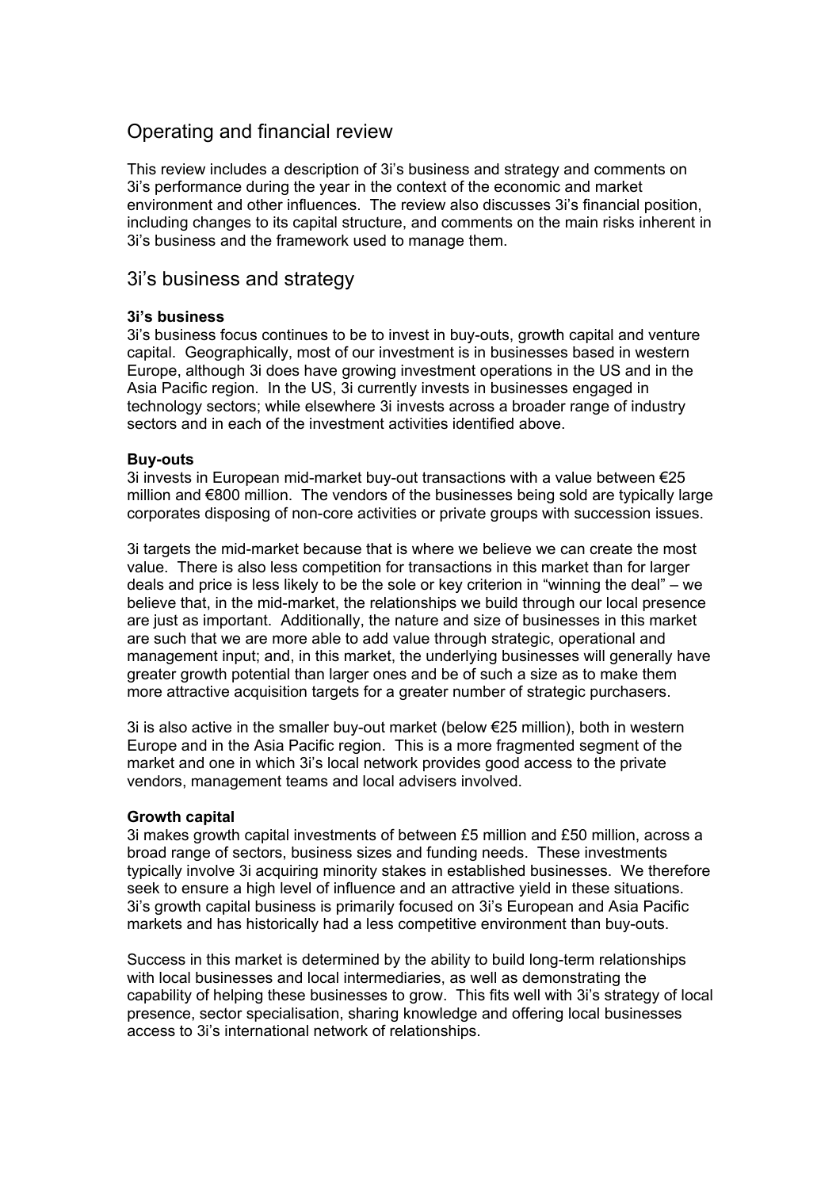# Operating and financial review

This review includes a description of 3i's business and strategy and comments on 3i's performance during the year in the context of the economic and market environment and other influences. The review also discusses 3i's financial position, including changes to its capital structure, and comments on the main risks inherent in 3i's business and the framework used to manage them.

## 3i's business and strategy

**3i's business**

3i's business focus continues to be to invest in buy-outs, growth capital and venture capital. Geographically, most of our investment is in businesses based in western Europe, although 3i does have growing investment operations in the US and in the Asia Pacific region. In the US, 3i currently invests in businesses engaged in technology sectors; while elsewhere 3i invests across a broader range of industry sectors and in each of the investment activities identified above.

**Buy-outs**

3i invests in European mid-market buy-out transactions with a value between €25 million and €800 million. The vendors of the businesses being sold are typically large corporates disposing of non-core activities or private groups with succession issues.

3i targets the mid-market because that is where we believe we can create the most value. There is also less competition for transactions in this market than for larger deals and price is less likely to be the sole or key criterion in "winning the deal" – we believe that, in the mid-market, the relationships we build through our local presence are just as important. Additionally, the nature and size of businesses in this market are such that we are more able to add value through strategic, operational and management input; and, in this market, the underlying businesses will generally have greater growth potential than larger ones and be of such a size as to make them more attractive acquisition targets for a greater number of strategic purchasers.

3i is also active in the smaller buy-out market (below €25 million), both in western Europe and in the Asia Pacific region. This is a more fragmented segment of the market and one in which 3i's local network provides good access to the private vendors, management teams and local advisers involved.

**Growth capital**

3i makes growth capital investments of between £5 million and £50 million, across a broad range of sectors, business sizes and funding needs. These investments typically involve 3i acquiring minority stakes in established businesses. We therefore seek to ensure a high level of influence and an attractive yield in these situations. 3i's growth capital business is primarily focused on 3i's European and Asia Pacific markets and has historically had a less competitive environment than buy-outs.

Success in this market is determined by the ability to build long-term relationships with local businesses and local intermediaries, as well as demonstrating the capability of helping these businesses to grow. This fits well with 3i's strategy of local presence, sector specialisation, sharing knowledge and offering local businesses access to 3i's international network of relationships.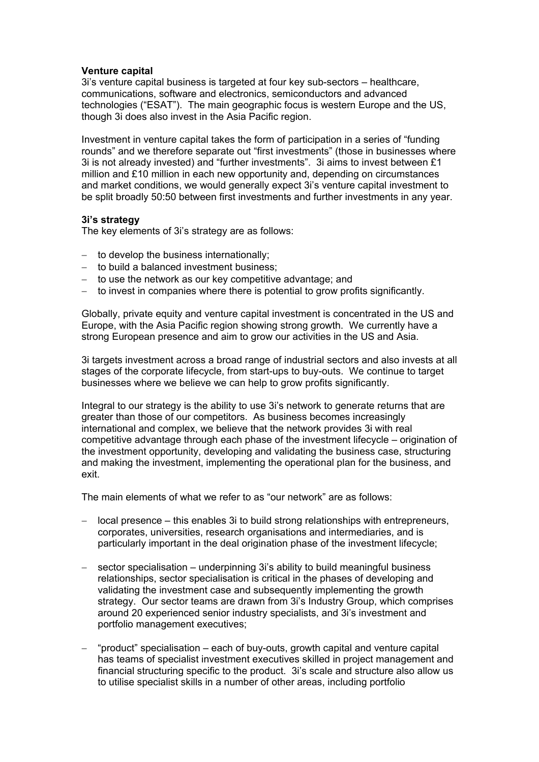**Venture capital**

3i's venture capital business is targeted at four key sub-sectors – healthcare, communications, software and electronics, semiconductors and advanced technologies ("ESAT"). The main geographic focus is western Europe and the US, though 3i does also invest in the Asia Pacific region.

Investment in venture capital takes the form of participation in a series of "funding rounds" and we therefore separate out "first investments" (those in businesses where 3i is not already invested) and "further investments". 3i aims to invest between £1 million and £10 million in each new opportunity and, depending on circumstances and market conditions, we would generally expect 3i's venture capital investment to be split broadly 50:50 between first investments and further investments in any year.

**3i's strategy**

The key elements of 3i's strategy are as follows:

- to develop the business internationally;
- to build a balanced investment business;
- to use the network as our key competitive advantage; and
- to invest in companies where there is potential to grow profits significantly.

Globally, private equity and venture capital investment is concentrated in the US and Europe, with the Asia Pacific region showing strong growth. We currently have a strong European presence and aim to grow our activities in the US and Asia.

3i targets investment across a broad range of industrial sectors and also invests at all stages of the corporate lifecycle, from start-ups to buy-outs. We continue to target businesses where we believe we can help to grow profits significantly.

Integral to our strategy is the ability to use 3i's network to generate returns that are greater than those of our competitors. As business becomes increasingly international and complex, we believe that the network provides 3i with real competitive advantage through each phase of the investment lifecycle – origination of the investment opportunity, developing and validating the business case, structuring and making the investment, implementing the operational plan for the business, and exit.

The main elements of what we refer to as "our network" are as follows:

- local presence – this enables 3i to build strong relationships with entrepreneurs, corporates, universities, research organisations and intermediaries, and is particularly important in the deal origination phase of the investment lifecycle;

- sector specialisation – underpinning 3i's ability to build meaningful business relationships, sector specialisation is critical in the phases of developing and validating the investment case and subsequently implementing the growth strategy. Our sector teams are drawn from 3i's Industry Group, which comprises around 20 experienced senior industry specialists, and 3i's investment and portfolio management executives;

- "product" specialisation – each of buy-outs, growth capital and venture capital has teams of specialist investment executives skilled in project management and financial structuring specific to the product. 3i's scale and structure also allow us to utilise specialist skills in a number of other areas, including portfolio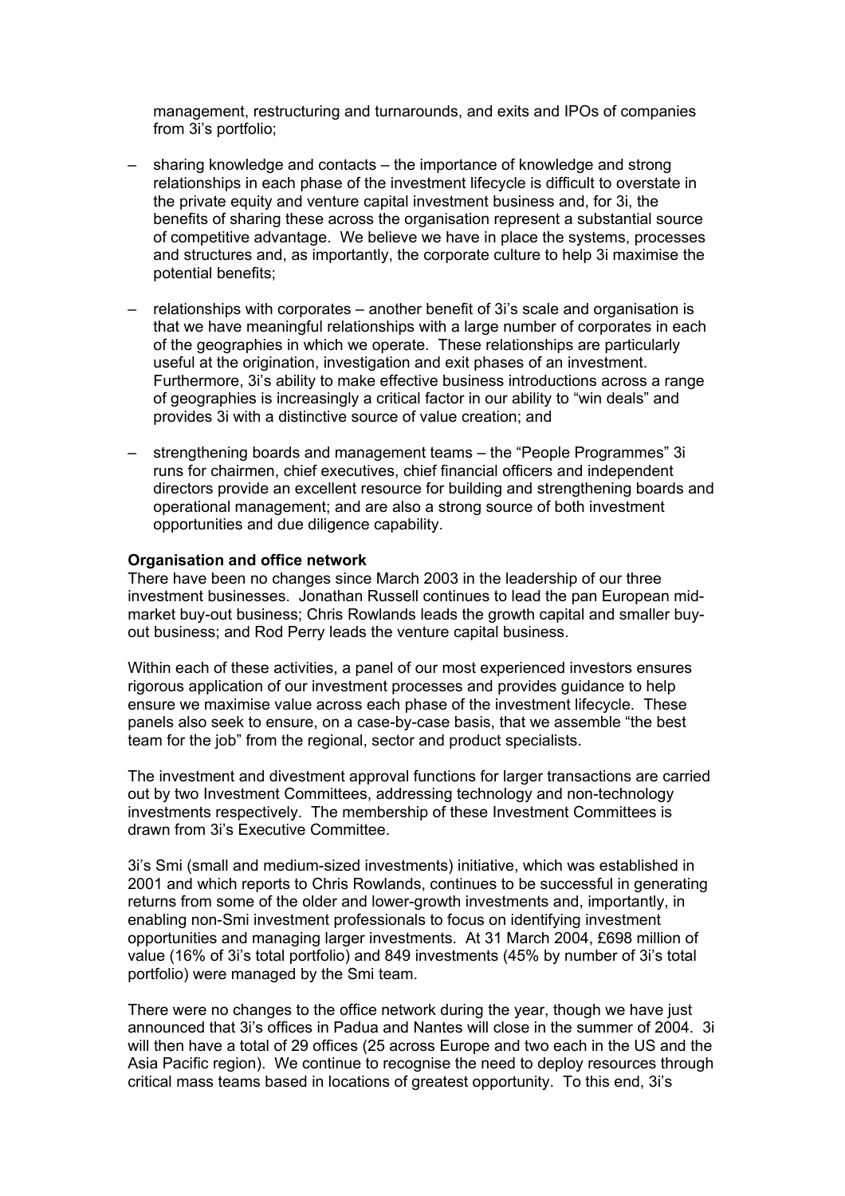management, restructuring and turnarounds, and exits and IPOs of companies from 3i's portfolio;

- sharing knowledge and contacts – the importance of knowledge and strong relationships in each phase of the investment lifecycle is difficult to overstate in the private equity and venture capital investment business and, for 3i, the benefits of sharing these across the organisation represent a substantial source of competitive advantage. We believe we have in place the systems, processes and structures and, as importantly, the corporate culture to help 3i maximise the potential benefits;

- relationships with corporates – another benefit of 3i's scale and organisation is that we have meaningful relationships with a large number of corporates in each of the geographies in which we operate. These relationships are particularly useful at the origination, investigation and exit phases of an investment. Furthermore, 3i's ability to make effective business introductions across a range of geographies is increasingly a critical factor in our ability to "win deals" and provides 3i with a distinctive source of value creation; and

- strengthening boards and management teams – the "People Programmes" 3i runs for chairmen, chief executives, chief financial officers and independent directors provide an excellent resource for building and strengthening boards and operational management; and are also a strong source of both investment opportunities and due diligence capability.

**Organisation and office network**

There have been no changes since March 2003 in the leadership of our three investment businesses. Jonathan Russell continues to lead the pan European mid-market buy-out business; Chris Rowlands leads the growth capital and smaller buy-out business; and Rod Perry leads the venture capital business.

Within each of these activities, a panel of our most experienced investors ensures rigorous application of our investment processes and provides guidance to help ensure we maximise value across each phase of the investment lifecycle. These panels also seek to ensure, on a case-by-case basis, that we assemble "the best team for the job" from the regional, sector and product specialists.

The investment and divestment approval functions for larger transactions are carried out by two Investment Committees, addressing technology and non-technology investments respectively. The membership of these Investment Committees is drawn from 3i's Executive Committee.

3i's Smi (small and medium-sized investments) initiative, which was established in 2001 and which reports to Chris Rowlands, continues to be successful in generating returns from some of the older and lower-growth investments and, importantly, in enabling non-Smi investment professionals to focus on identifying investment opportunities and managing larger investments. At 31 March 2004, £698 million of value (16% of 3i's total portfolio) and 849 investments (45% by number of 3i's total portfolio) were managed by the Smi team.

There were no changes to the office network during the year, though we have just announced that 3i's offices in Padua and Nantes will close in the summer of 2004. 3i will then have a total of 29 offices (25 across Europe and two each in the US and the Asia Pacific region). We continue to recognise the need to deploy resources through critical mass teams based in locations of greatest opportunity. To this end, 3i's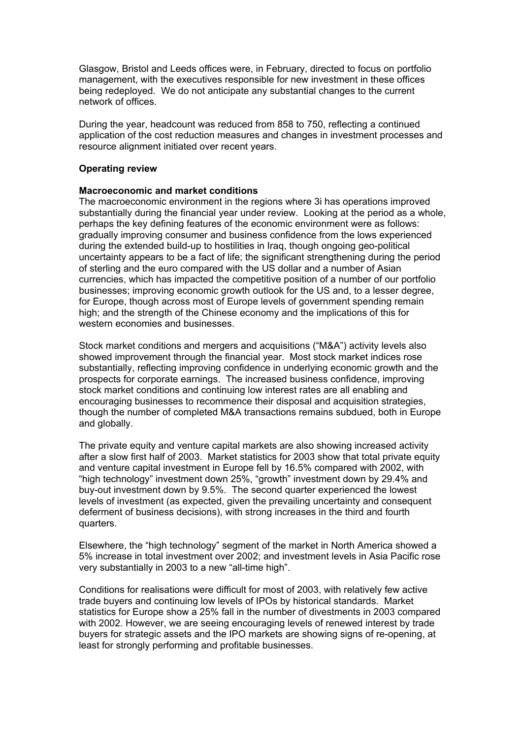Glasgow, Bristol and Leeds offices were, in February, directed to focus on portfolio management, with the executives responsible for new investment in these offices being redeployed. We do not anticipate any substantial changes to the current network of offices.

During the year, headcount was reduced from 858 to 750, reflecting a continued application of the cost reduction measures and changes in investment processes and resource alignment initiated over recent years.

## Operating review

### Macroeconomic and market conditions

The macroeconomic environment in the regions where 3i has operations improved substantially during the financial year under review. Looking at the period as a whole, perhaps the key defining features of the economic environment were as follows: gradually improving consumer and business confidence from the lows experienced during the extended build-up to hostilities in Iraq, though ongoing geo-political uncertainty appears to be a fact of life; the significant strengthening during the period of sterling and the euro compared with the US dollar and a number of Asian currencies, which has impacted the competitive position of a number of our portfolio businesses; improving economic growth outlook for the US and, to a lesser degree, for Europe, though across most of Europe levels of government spending remain high; and the strength of the Chinese economy and the implications of this for western economies and businesses.

Stock market conditions and mergers and acquisitions ("M&A") activity levels also showed improvement through the financial year. Most stock market indices rose substantially, reflecting improving confidence in underlying economic growth and the prospects for corporate earnings. The increased business confidence, improving stock market conditions and continuing low interest rates are all enabling and encouraging businesses to recommence their disposal and acquisition strategies, though the number of completed M&A transactions remains subdued, both in Europe and globally.

The private equity and venture capital markets are also showing increased activity after a slow first half of 2003. Market statistics for 2003 show that total private equity and venture capital investment in Europe fell by 16.5% compared with 2002, with "high technology" investment down 25%, "growth" investment down by 29.4% and buy-out investment down by 9.5%. The second quarter experienced the lowest levels of investment (as expected, given the prevailing uncertainty and consequent deferment of business decisions), with strong increases in the third and fourth quarters.

Elsewhere, the "high technology" segment of the market in North America showed a 5% increase in total investment over 2002; and investment levels in Asia Pacific rose very substantially in 2003 to a new "all-time high".

Conditions for realisations were difficult for most of 2003, with relatively few active trade buyers and continuing low levels of IPOs by historical standards. Market statistics for Europe show a 25% fall in the number of divestments in 2003 compared with 2002. However, we are seeing encouraging levels of renewed interest by trade buyers for strategic assets and the IPO markets are showing signs of re-opening, at least for strongly performing and profitable businesses.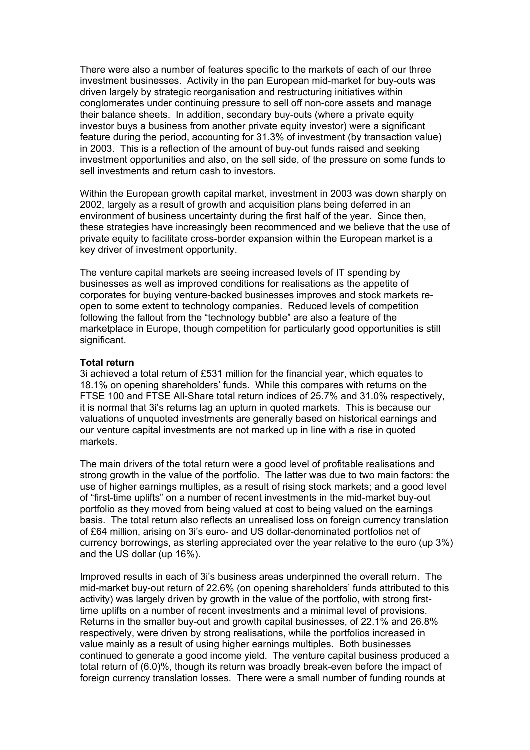There were also a number of features specific to the markets of each of our three investment businesses. Activity in the pan European mid-market for buy-outs was driven largely by strategic reorganisation and restructuring initiatives within conglomerates under continuing pressure to sell off non-core assets and manage their balance sheets. In addition, secondary buy-outs (where a private equity investor buys a business from another private equity investor) were a significant feature during the period, accounting for 31.3% of investment (by transaction value) in 2003. This is a reflection of the amount of buy-out funds raised and seeking investment opportunities and also, on the sell side, of the pressure on some funds to sell investments and return cash to investors.

Within the European growth capital market, investment in 2003 was down sharply on 2002, largely as a result of growth and acquisition plans being deferred in an environment of business uncertainty during the first half of the year. Since then, these strategies have increasingly been recommenced and we believe that the use of private equity to facilitate cross-border expansion within the European market is a key driver of investment opportunity.

The venture capital markets are seeing increased levels of IT spending by businesses as well as improved conditions for realisations as the appetite of corporates for buying venture-backed businesses improves and stock markets re-open to some extent to technology companies. Reduced levels of competition following the fallout from the "technology bubble" are also a feature of the marketplace in Europe, though competition for particularly good opportunities is still significant.

**Total return**

3i achieved a total return of £531 million for the financial year, which equates to 18.1% on opening shareholders' funds. While this compares with returns on the FTSE 100 and FTSE All-Share total return indices of 25.7% and 31.0% respectively, it is normal that 3i's returns lag an upturn in quoted markets. This is because our valuations of unquoted investments are generally based on historical earnings and our venture capital investments are not marked up in line with a rise in quoted markets.

The main drivers of the total return were a good level of profitable realisations and strong growth in the value of the portfolio. The latter was due to two main factors: the use of higher earnings multiples, as a result of rising stock markets; and a good level of "first-time uplifts" on a number of recent investments in the mid-market buy-out portfolio as they moved from being valued at cost to being valued on the earnings basis. The total return also reflects an unrealised loss on foreign currency translation of £64 million, arising on 3i's euro- and US dollar-denominated portfolios net of currency borrowings, as sterling appreciated over the year relative to the euro (up 3%) and the US dollar (up 16%).

Improved results in each of 3i's business areas underpinned the overall return. The mid-market buy-out return of 22.6% (on opening shareholders' funds attributed to this activity) was largely driven by growth in the value of the portfolio, with strong first-time uplifts on a number of recent investments and a minimal level of provisions. Returns in the smaller buy-out and growth capital businesses, of 22.1% and 26.8% respectively, were driven by strong realisations, while the portfolios increased in value mainly as a result of using higher earnings multiples. Both businesses continued to generate a good income yield. The venture capital business produced a total return of (6.0)%, though its return was broadly break-even before the impact of foreign currency translation losses. There were a small number of funding rounds at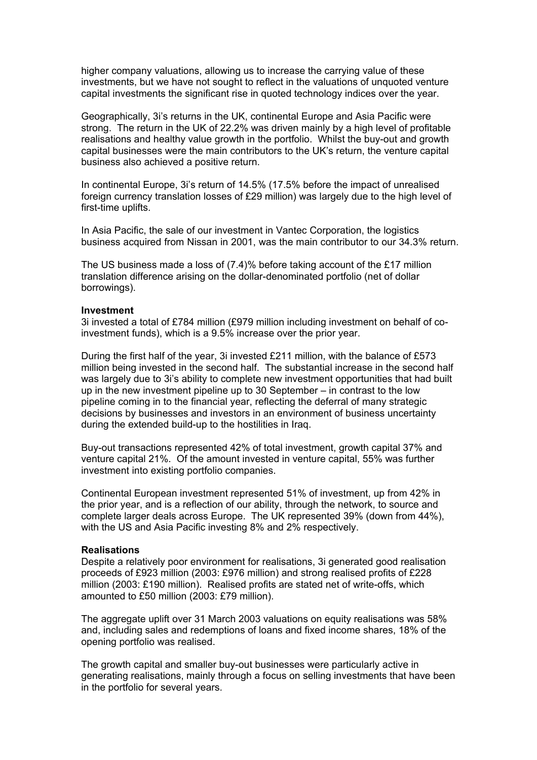higher company valuations, allowing us to increase the carrying value of these investments, but we have not sought to reflect in the valuations of unquoted venture capital investments the significant rise in quoted technology indices over the year.

Geographically, 3i's returns in the UK, continental Europe and Asia Pacific were strong. The return in the UK of 22.2% was driven mainly by a high level of profitable realisations and healthy value growth in the portfolio. Whilst the buy-out and growth capital businesses were the main contributors to the UK's return, the venture capital business also achieved a positive return.

In continental Europe, 3i's return of 14.5% (17.5% before the impact of unrealised foreign currency translation losses of £29 million) was largely due to the high level of first-time uplifts.

In Asia Pacific, the sale of our investment in Vantec Corporation, the logistics business acquired from Nissan in 2001, was the main contributor to our 34.3% return.

The US business made a loss of (7.4)% before taking account of the £17 million translation difference arising on the dollar-denominated portfolio (net of dollar borrowings).

**Investment**

3i invested a total of £784 million (£979 million including investment on behalf of co-investment funds), which is a 9.5% increase over the prior year.

During the first half of the year, 3i invested £211 million, with the balance of £573 million being invested in the second half. The substantial increase in the second half was largely due to 3i's ability to complete new investment opportunities that had built up in the new investment pipeline up to 30 September – in contrast to the low pipeline coming in to the financial year, reflecting the deferral of many strategic decisions by businesses and investors in an environment of business uncertainty during the extended build-up to the hostilities in Iraq.

Buy-out transactions represented 42% of total investment, growth capital 37% and venture capital 21%. Of the amount invested in venture capital, 55% was further investment into existing portfolio companies.

Continental European investment represented 51% of investment, up from 42% in the prior year, and is a reflection of our ability, through the network, to source and complete larger deals across Europe. The UK represented 39% (down from 44%), with the US and Asia Pacific investing 8% and 2% respectively.

**Realisations**

Despite a relatively poor environment for realisations, 3i generated good realisation proceeds of £923 million (2003: £976 million) and strong realised profits of £228 million (2003: £190 million). Realised profits are stated net of write-offs, which amounted to £50 million (2003: £79 million).

The aggregate uplift over 31 March 2003 valuations on equity realisations was 58% and, including sales and redemptions of loans and fixed income shares, 18% of the opening portfolio was realised.

The growth capital and smaller buy-out businesses were particularly active in generating realisations, mainly through a focus on selling investments that have been in the portfolio for several years.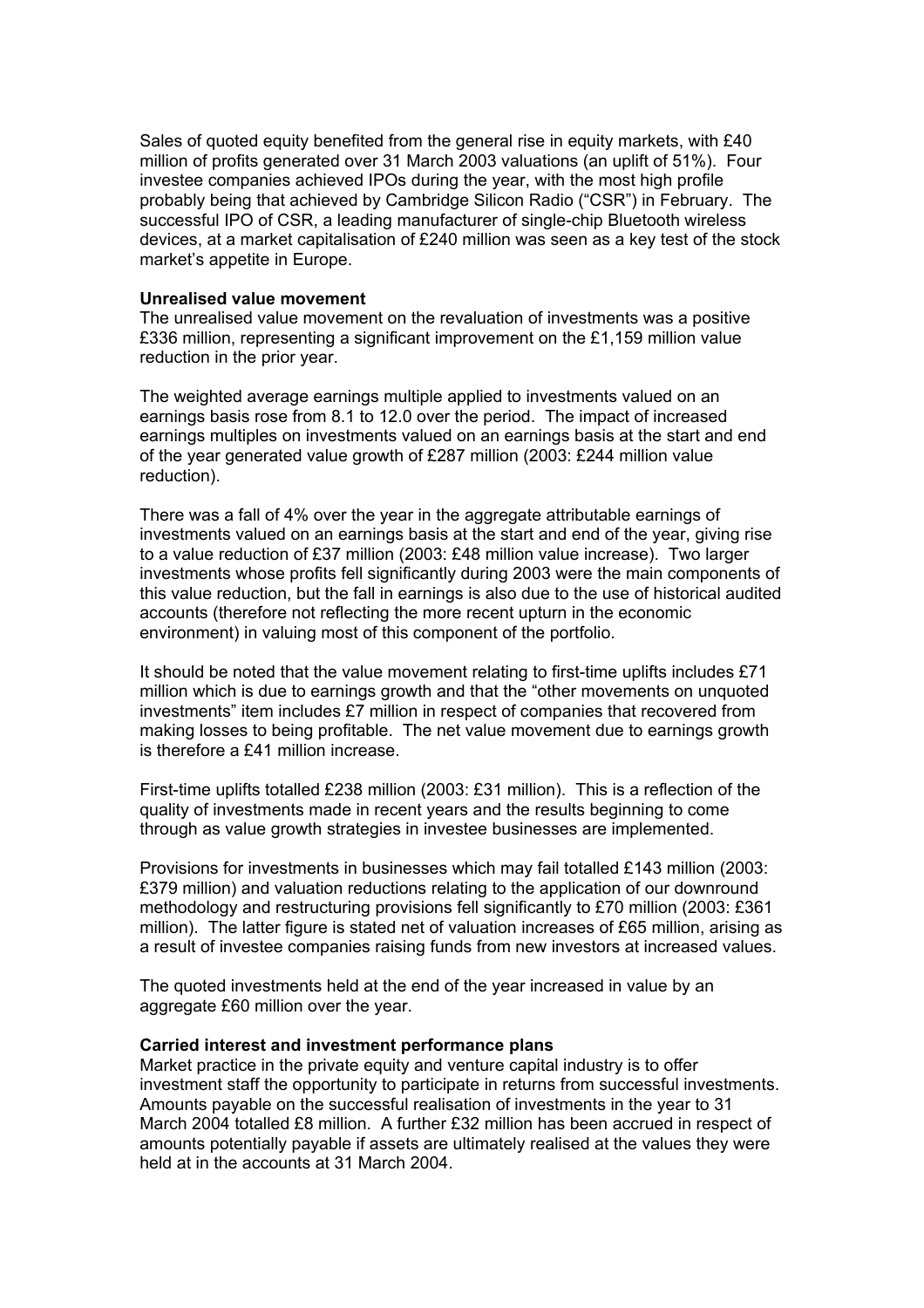Sales of quoted equity benefited from the general rise in equity markets, with £40 million of profits generated over 31 March 2003 valuations (an uplift of 51%). Four investee companies achieved IPOs during the year, with the most high profile probably being that achieved by Cambridge Silicon Radio ("CSR") in February. The successful IPO of CSR, a leading manufacturer of single-chip Bluetooth wireless devices, at a market capitalisation of £240 million was seen as a key test of the stock market's appetite in Europe.

**Unrealised value movement**

The unrealised value movement on the revaluation of investments was a positive £336 million, representing a significant improvement on the £1,159 million value reduction in the prior year.

The weighted average earnings multiple applied to investments valued on an earnings basis rose from 8.1 to 12.0 over the period. The impact of increased earnings multiples on investments valued on an earnings basis at the start and end of the year generated value growth of £287 million (2003: £244 million value reduction).

There was a fall of 4% over the year in the aggregate attributable earnings of investments valued on an earnings basis at the start and end of the year, giving rise to a value reduction of £37 million (2003: £48 million value increase). Two larger investments whose profits fell significantly during 2003 were the main components of this value reduction, but the fall in earnings is also due to the use of historical audited accounts (therefore not reflecting the more recent upturn in the economic environment) in valuing most of this component of the portfolio.

It should be noted that the value movement relating to first-time uplifts includes £71 million which is due to earnings growth and that the "other movements on unquoted investments" item includes £7 million in respect of companies that recovered from making losses to being profitable. The net value movement due to earnings growth is therefore a £41 million increase.

First-time uplifts totalled £238 million (2003: £31 million). This is a reflection of the quality of investments made in recent years and the results beginning to come through as value growth strategies in investee businesses are implemented.

Provisions for investments in businesses which may fail totalled £143 million (2003: £379 million) and valuation reductions relating to the application of our downround methodology and restructuring provisions fell significantly to £70 million (2003: £361 million). The latter figure is stated net of valuation increases of £65 million, arising as a result of investee companies raising funds from new investors at increased values.

The quoted investments held at the end of the year increased in value by an aggregate £60 million over the year.

**Carried interest and investment performance plans**

Market practice in the private equity and venture capital industry is to offer investment staff the opportunity to participate in returns from successful investments. Amounts payable on the successful realisation of investments in the year to 31 March 2004 totalled £8 million. A further £32 million has been accrued in respect of amounts potentially payable if assets are ultimately realised at the values they were held at in the accounts at 31 March 2004.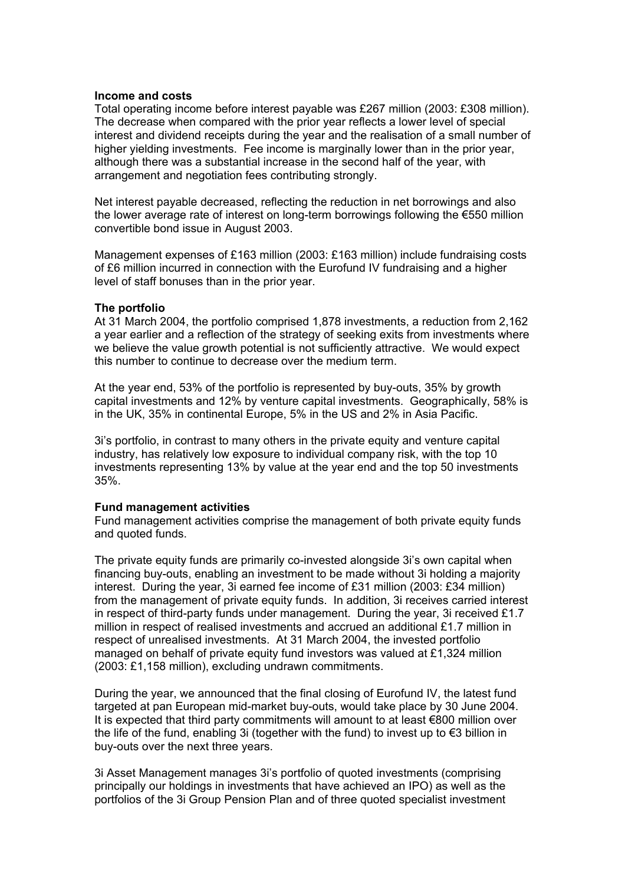**Income and costs**

Total operating income before interest payable was £267 million (2003: £308 million). The decrease when compared with the prior year reflects a lower level of special interest and dividend receipts during the year and the realisation of a small number of higher yielding investments. Fee income is marginally lower than in the prior year, although there was a substantial increase in the second half of the year, with arrangement and negotiation fees contributing strongly.

Net interest payable decreased, reflecting the reduction in net borrowings and also the lower average rate of interest on long-term borrowings following the €550 million convertible bond issue in August 2003.

Management expenses of £163 million (2003: £163 million) include fundraising costs of £6 million incurred in connection with the Eurofund IV fundraising and a higher level of staff bonuses than in the prior year.

**The portfolio**

At 31 March 2004, the portfolio comprised 1,878 investments, a reduction from 2,162 a year earlier and a reflection of the strategy of seeking exits from investments where we believe the value growth potential is not sufficiently attractive. We would expect this number to continue to decrease over the medium term.

At the year end, 53% of the portfolio is represented by buy-outs, 35% by growth capital investments and 12% by venture capital investments. Geographically, 58% is in the UK, 35% in continental Europe, 5% in the US and 2% in Asia Pacific.

3i's portfolio, in contrast to many others in the private equity and venture capital industry, has relatively low exposure to individual company risk, with the top 10 investments representing 13% by value at the year end and the top 50 investments 35%.

**Fund management activities**

Fund management activities comprise the management of both private equity funds and quoted funds.

The private equity funds are primarily co-invested alongside 3i's own capital when financing buy-outs, enabling an investment to be made without 3i holding a majority interest. During the year, 3i earned fee income of £31 million (2003: £34 million) from the management of private equity funds. In addition, 3i receives carried interest in respect of third-party funds under management. During the year, 3i received £1.7 million in respect of realised investments and accrued an additional £1.7 million in respect of unrealised investments. At 31 March 2004, the invested portfolio managed on behalf of private equity fund investors was valued at £1,324 million (2003: £1,158 million), excluding undrawn commitments.

During the year, we announced that the final closing of Eurofund IV, the latest fund targeted at pan European mid-market buy-outs, would take place by 30 June 2004. It is expected that third party commitments will amount to at least €800 million over the life of the fund, enabling 3i (together with the fund) to invest up to €3 billion in buy-outs over the next three years.

3i Asset Management manages 3i's portfolio of quoted investments (comprising principally our holdings in investments that have achieved an IPO) as well as the portfolios of the 3i Group Pension Plan and of three quoted specialist investment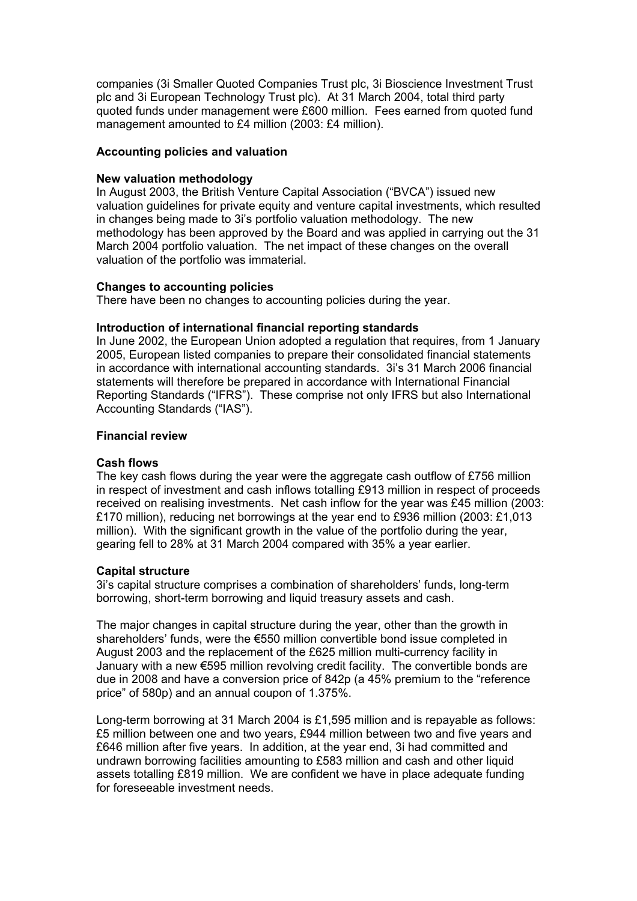companies (3i Smaller Quoted Companies Trust plc, 3i Bioscience Investment Trust plc and 3i European Technology Trust plc). At 31 March 2004, total third party quoted funds under management were £600 million. Fees earned from quoted fund management amounted to £4 million (2003: £4 million).

**Accounting policies and valuation**

**New valuation methodology**

In August 2003, the British Venture Capital Association ("BVCA") issued new valuation guidelines for private equity and venture capital investments, which resulted in changes being made to 3i's portfolio valuation methodology. The new methodology has been approved by the Board and was applied in carrying out the 31 March 2004 portfolio valuation. The net impact of these changes on the overall valuation of the portfolio was immaterial.

**Changes to accounting policies**

There have been no changes to accounting policies during the year.

**Introduction of international financial reporting standards**

In June 2002, the European Union adopted a regulation that requires, from 1 January 2005, European listed companies to prepare their consolidated financial statements in accordance with international accounting standards. 3i's 31 March 2006 financial statements will therefore be prepared in accordance with International Financial Reporting Standards ("IFRS"). These comprise not only IFRS but also International Accounting Standards ("IAS").

**Financial review**

**Cash flows**

The key cash flows during the year were the aggregate cash outflow of £756 million in respect of investment and cash inflows totalling £913 million in respect of proceeds received on realising investments. Net cash inflow for the year was £45 million (2003: £170 million), reducing net borrowings at the year end to £936 million (2003: £1,013 million). With the significant growth in the value of the portfolio during the year, gearing fell to 28% at 31 March 2004 compared with 35% a year earlier.

**Capital structure**

3i's capital structure comprises a combination of shareholders' funds, long-term borrowing, short-term borrowing and liquid treasury assets and cash.

The major changes in capital structure during the year, other than the growth in shareholders' funds, were the €550 million convertible bond issue completed in August 2003 and the replacement of the £625 million multi-currency facility in January with a new €595 million revolving credit facility. The convertible bonds are due in 2008 and have a conversion price of 842p (a 45% premium to the "reference price" of 580p) and an annual coupon of 1.375%.

Long-term borrowing at 31 March 2004 is £1,595 million and is repayable as follows: £5 million between one and two years, £944 million between two and five years and £646 million after five years. In addition, at the year end, 3i had committed and undrawn borrowing facilities amounting to £583 million and cash and other liquid assets totalling £819 million. We are confident we have in place adequate funding for foreseeable investment needs.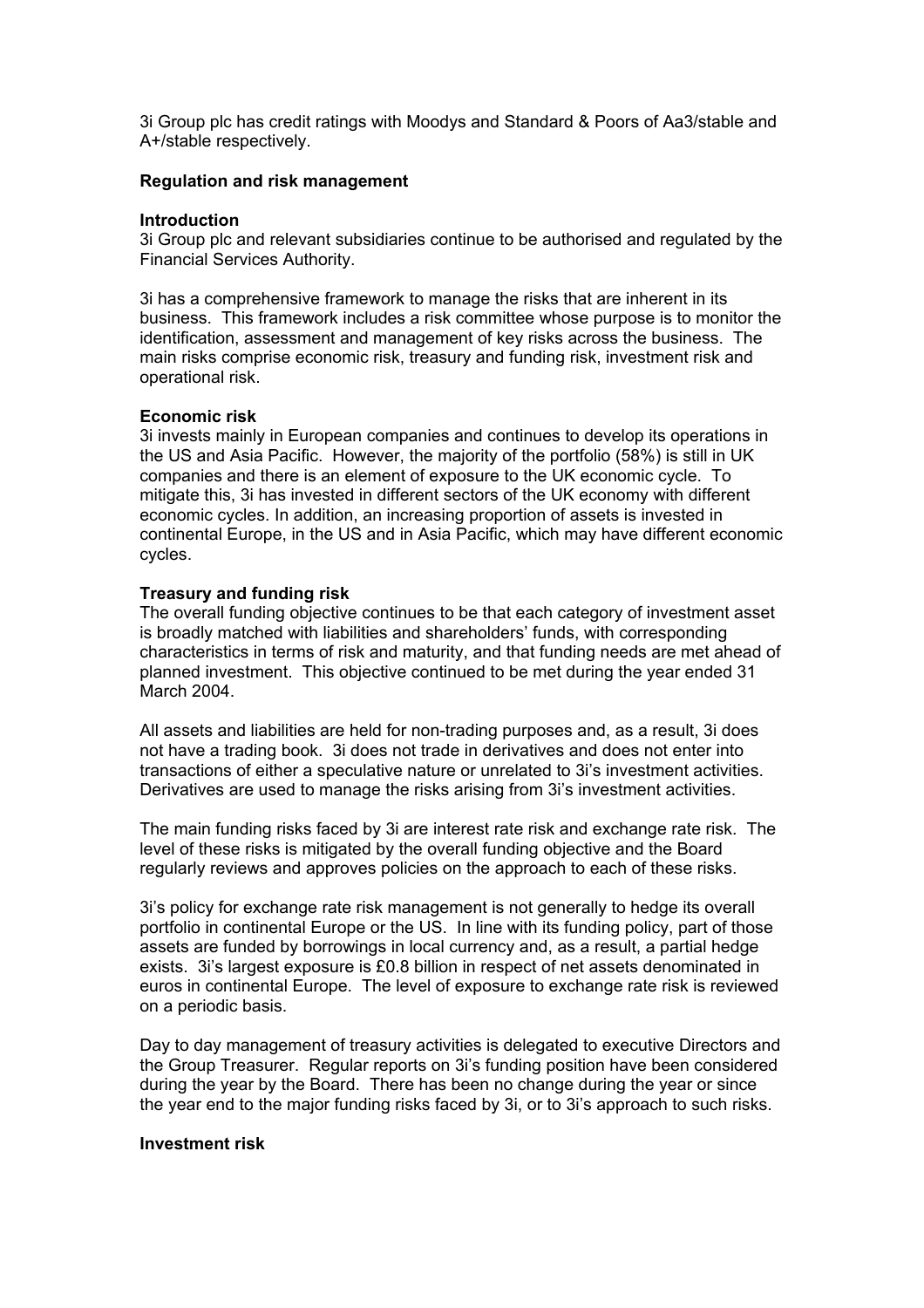3i Group plc has credit ratings with Moodys and Standard & Poors of Aa3/stable and A+/stable respectively.

## Regulation and risk management

### Introduction

3i Group plc and relevant subsidiaries continue to be authorised and regulated by the Financial Services Authority.

3i has a comprehensive framework to manage the risks that are inherent in its business. This framework includes a risk committee whose purpose is to monitor the identification, assessment and management of key risks across the business. The main risks comprise economic risk, treasury and funding risk, investment risk and operational risk.

### Economic risk

3i invests mainly in European companies and continues to develop its operations in the US and Asia Pacific. However, the majority of the portfolio (58%) is still in UK companies and there is an element of exposure to the UK economic cycle. To mitigate this, 3i has invested in different sectors of the UK economy with different economic cycles. In addition, an increasing proportion of assets is invested in continental Europe, in the US and in Asia Pacific, which may have different economic cycles.

### Treasury and funding risk

The overall funding objective continues to be that each category of investment asset is broadly matched with liabilities and shareholders' funds, with corresponding characteristics in terms of risk and maturity, and that funding needs are met ahead of planned investment. This objective continued to be met during the year ended 31 March 2004.

All assets and liabilities are held for non-trading purposes and, as a result, 3i does not have a trading book. 3i does not trade in derivatives and does not enter into transactions of either a speculative nature or unrelated to 3i's investment activities. Derivatives are used to manage the risks arising from 3i's investment activities.

The main funding risks faced by 3i are interest rate risk and exchange rate risk. The level of these risks is mitigated by the overall funding objective and the Board regularly reviews and approves policies on the approach to each of these risks.

3i's policy for exchange rate risk management is not generally to hedge its overall portfolio in continental Europe or the US. In line with its funding policy, part of those assets are funded by borrowings in local currency and, as a result, a partial hedge exists. 3i's largest exposure is £0.8 billion in respect of net assets denominated in euros in continental Europe. The level of exposure to exchange rate risk is reviewed on a periodic basis.

Day to day management of treasury activities is delegated to executive Directors and the Group Treasurer. Regular reports on 3i's funding position have been considered during the year by the Board. There has been no change during the year or since the year end to the major funding risks faced by 3i, or to 3i's approach to such risks.

### Investment risk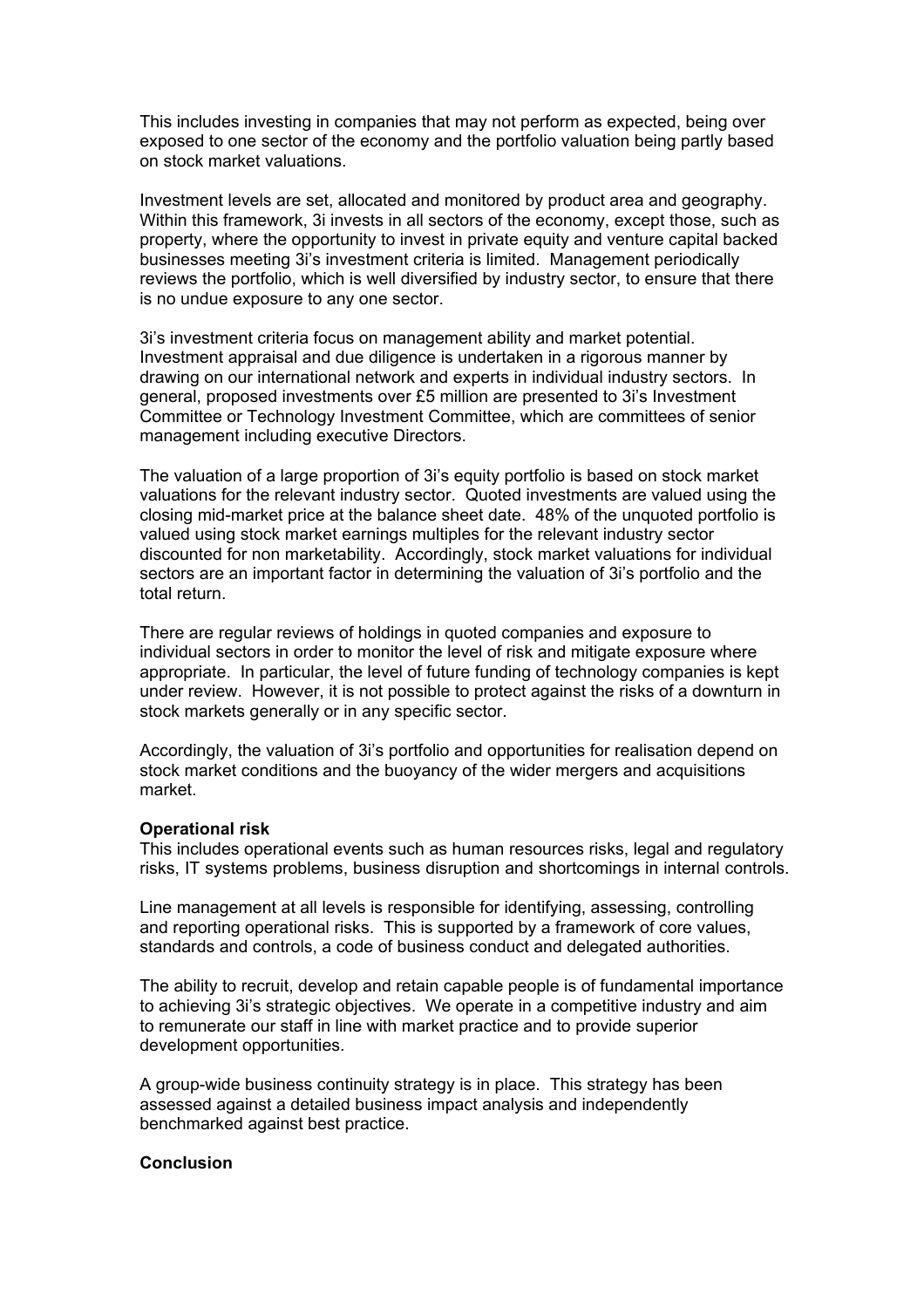This includes investing in companies that may not perform as expected, being over exposed to one sector of the economy and the portfolio valuation being partly based on stock market valuations.

Investment levels are set, allocated and monitored by product area and geography. Within this framework, 3i invests in all sectors of the economy, except those, such as property, where the opportunity to invest in private equity and venture capital backed businesses meeting 3i's investment criteria is limited. Management periodically reviews the portfolio, which is well diversified by industry sector, to ensure that there is no undue exposure to any one sector.

3i's investment criteria focus on management ability and market potential. Investment appraisal and due diligence is undertaken in a rigorous manner by drawing on our international network and experts in individual industry sectors. In general, proposed investments over £5 million are presented to 3i's Investment Committee or Technology Investment Committee, which are committees of senior management including executive Directors.

The valuation of a large proportion of 3i's equity portfolio is based on stock market valuations for the relevant industry sector. Quoted investments are valued using the closing mid-market price at the balance sheet date. 48% of the unquoted portfolio is valued using stock market earnings multiples for the relevant industry sector discounted for non marketability. Accordingly, stock market valuations for individual sectors are an important factor in determining the valuation of 3i's portfolio and the total return.

There are regular reviews of holdings in quoted companies and exposure to individual sectors in order to monitor the level of risk and mitigate exposure where appropriate. In particular, the level of future funding of technology companies is kept under review. However, it is not possible to protect against the risks of a downturn in stock markets generally or in any specific sector.

Accordingly, the valuation of 3i's portfolio and opportunities for realisation depend on stock market conditions and the buoyancy of the wider mergers and acquisitions market.

**Operational risk**

This includes operational events such as human resources risks, legal and regulatory risks, IT systems problems, business disruption and shortcomings in internal controls.

Line management at all levels is responsible for identifying, assessing, controlling and reporting operational risks. This is supported by a framework of core values, standards and controls, a code of business conduct and delegated authorities.

The ability to recruit, develop and retain capable people is of fundamental importance to achieving 3i's strategic objectives. We operate in a competitive industry and aim to remunerate our staff in line with market practice and to provide superior development opportunities.

A group-wide business continuity strategy is in place. This strategy has been assessed against a detailed business impact analysis and independently benchmarked against best practice.

**Conclusion**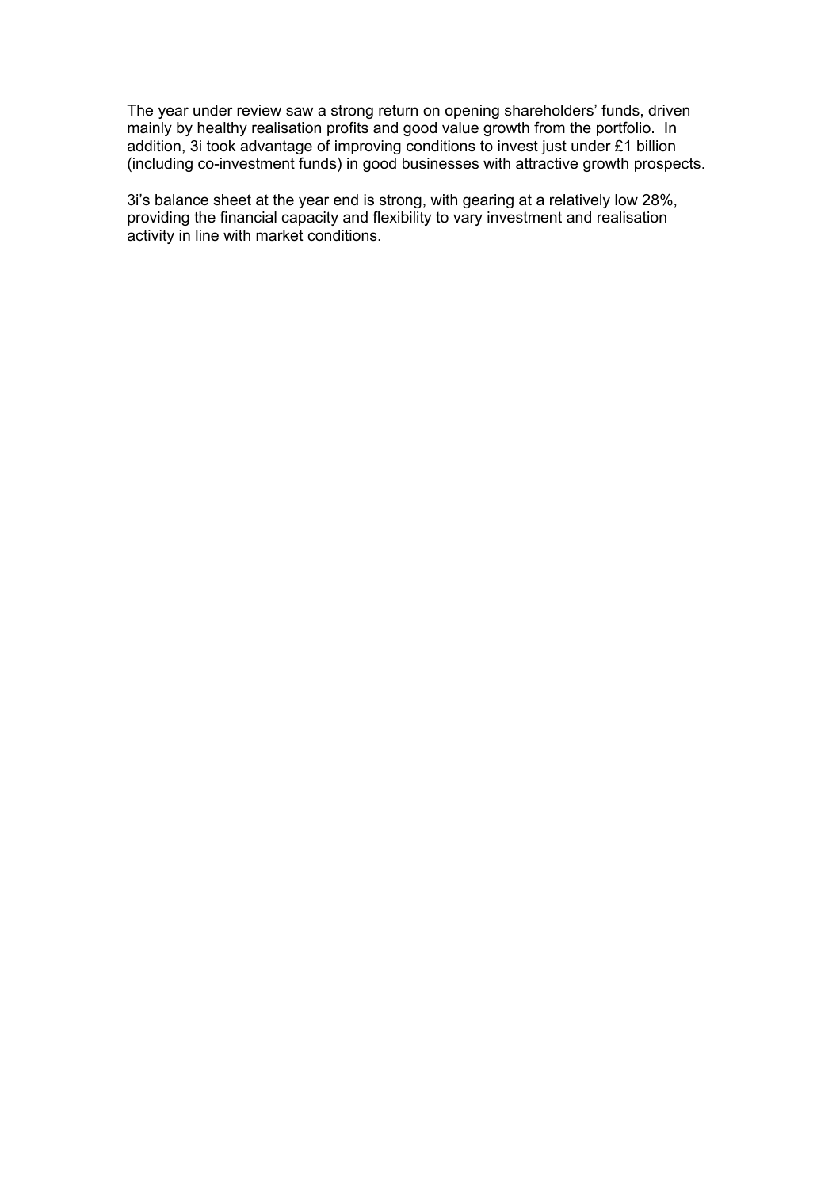The year under review saw a strong return on opening shareholders' funds, driven mainly by healthy realisation profits and good value growth from the portfolio. In addition, 3i took advantage of improving conditions to invest just under £1 billion (including co-investment funds) in good businesses with attractive growth prospects.

3i's balance sheet at the year end is strong, with gearing at a relatively low 28%, providing the financial capacity and flexibility to vary investment and realisation activity in line with market conditions.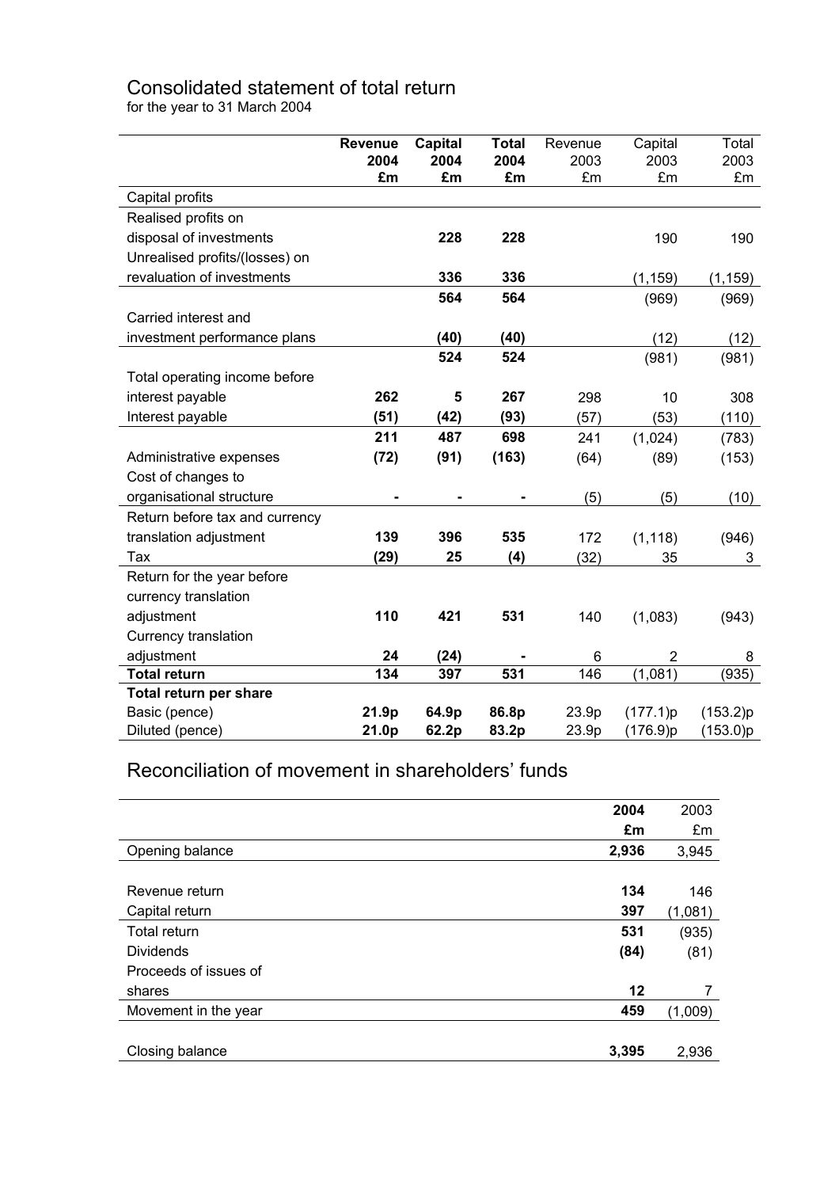# Consolidated statement of total return

for the year to 31 March 2004

| | **Revenue 2004 £m** | **Capital 2004 £m** | **Total 2004 £m** | Revenue 2003 £m | Capital 2003 £m | Total 2003 £m |
|---|---|---|---|---|---|---|
| Capital profits | | | | | | |
| Realised profits on disposal of investments | | **228** | **228** | | 190 | 190 |
| Unrealised profits/(losses) on revaluation of investments | | **336** | **336** | | (1,159) | (1,159) |
| | | **564** | **564** | | (969) | (969) |
| Carried interest and investment performance plans | | **(40)** | **(40)** | | (12) | (12) |
| | | **524** | **524** | | (981) | (981) |
| Total operating income before interest payable | **262** | **5** | **267** | 298 | 10 | 308 |
| Interest payable | **(51)** | **(42)** | **(93)** | (57) | (53) | (110) |
| | **211** | **487** | **698** | 241 | (1,024) | (783) |
| Administrative expenses | **(72)** | **(91)** | **(163)** | (64) | (89) | (153) |
| Cost of changes to organisational structure | **-** | **-** | **-** | (5) | (5) | (10) |
| Return before tax and currency translation adjustment | **139** | **396** | **535** | 172 | (1,118) | (946) |
| Tax | **(29)** | **25** | **(4)** | (32) | 35 | 3 |
| Return for the year before currency translation adjustment | **110** | **421** | **531** | 140 | (1,083) | (943) |
| Currency translation adjustment | **24** | **(24)** | **-** | 6 | 2 | 8 |
| **Total return** | **134** | **397** | **531** | 146 | (1,081) | (935) |
| **Total return per share** | | | | | | |
| Basic (pence) | **21.9p** | **64.9p** | **86.8p** | 23.9p | (177.1)p | (153.2)p |
| Diluted (pence) | **21.0p** | **62.2p** | **83.2p** | 23.9p | (176.9)p | (153.0)p |

# Reconciliation of movement in shareholders' funds

| | **2004 £m** | 2003 £m |
|---|---|---|
| Opening balance | **2,936** | 3,945 |
| | | |
| Revenue return | **134** | 146 |
| Capital return | **397** | (1,081) |
| Total return | **531** | (935) |
| Dividends | **(84)** | (81) |
| Proceeds of issues of shares | **12** | 7 |
| Movement in the year | **459** | (1,009) |
| | | |
| Closing balance | **3,395** | 2,936 |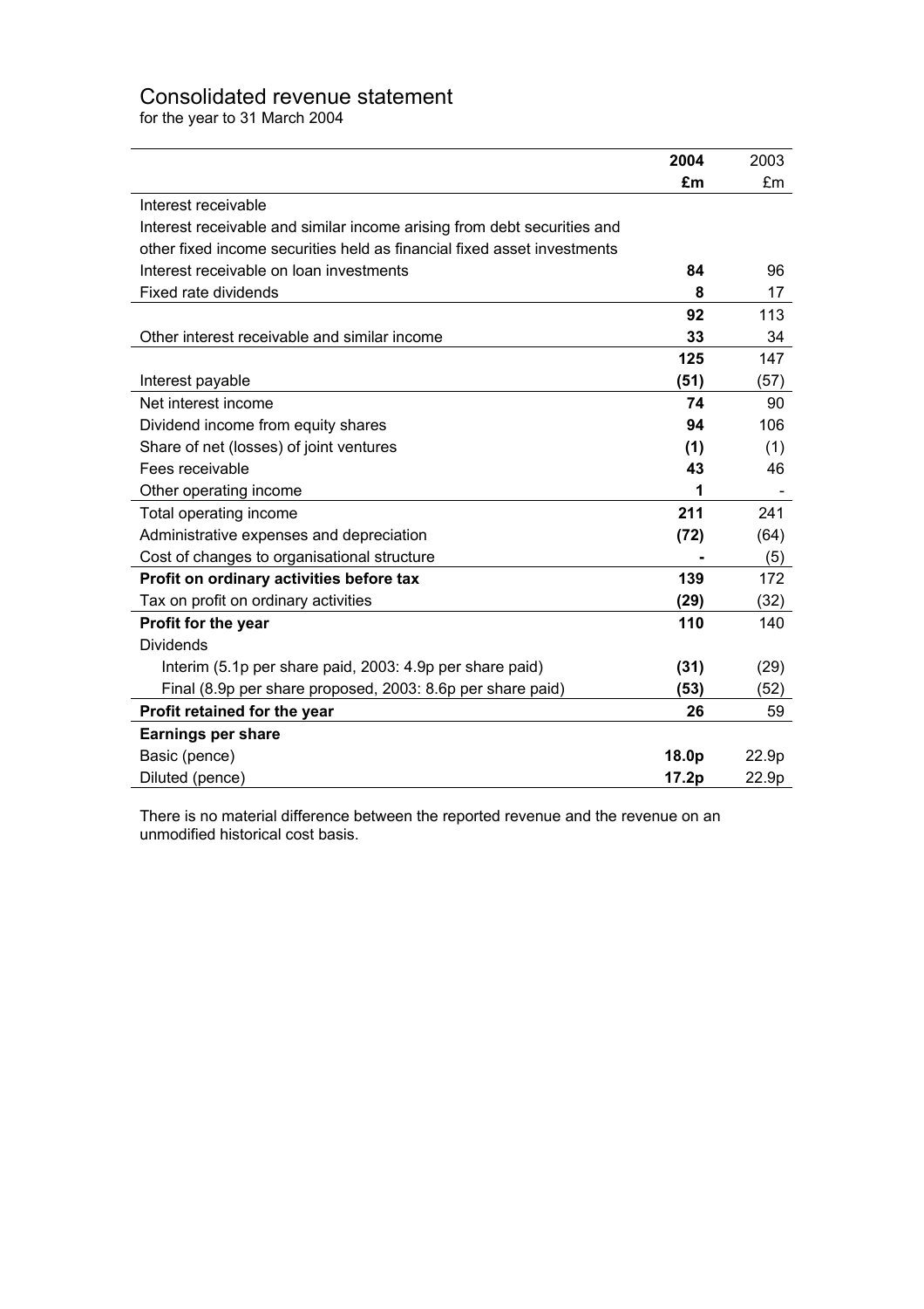# Consolidated revenue statement

for the year to 31 March 2004

| | 2004 | 2003 |
|---|---|---|
| | £m | £m |
| Interest receivable | | |
| Interest receivable and similar income arising from debt securities and other fixed income securities held as financial fixed asset investments | | |
| Interest receivable on loan investments | **84** | 96 |
| Fixed rate dividends | **8** | 17 |
| | **92** | 113 |
| Other interest receivable and similar income | **33** | 34 |
| | **125** | 147 |
| Interest payable | **(51)** | (57) |
| Net interest income | **74** | 90 |
| Dividend income from equity shares | **94** | 106 |
| Share of net (losses) of joint ventures | **(1)** | (1) |
| Fees receivable | **43** | 46 |
| Other operating income | **1** | - |
| Total operating income | **211** | 241 |
| Administrative expenses and depreciation | **(72)** | (64) |
| Cost of changes to organisational structure | **-** | (5) |
| **Profit on ordinary activities before tax** | **139** | 172 |
| Tax on profit on ordinary activities | **(29)** | (32) |
| **Profit for the year** | **110** | 140 |
| Dividends | | |
| Interim (5.1p per share paid, 2003: 4.9p per share paid) | **(31)** | (29) |
| Final (8.9p per share proposed, 2003: 8.6p per share paid) | **(53)** | (52) |
| **Profit retained for the year** | **26** | 59 |
| **Earnings per share** | | |
| Basic (pence) | **18.0p** | 22.9p |
| Diluted (pence) | **17.2p** | 22.9p |

There is no material difference between the reported revenue and the revenue on an unmodified historical cost basis.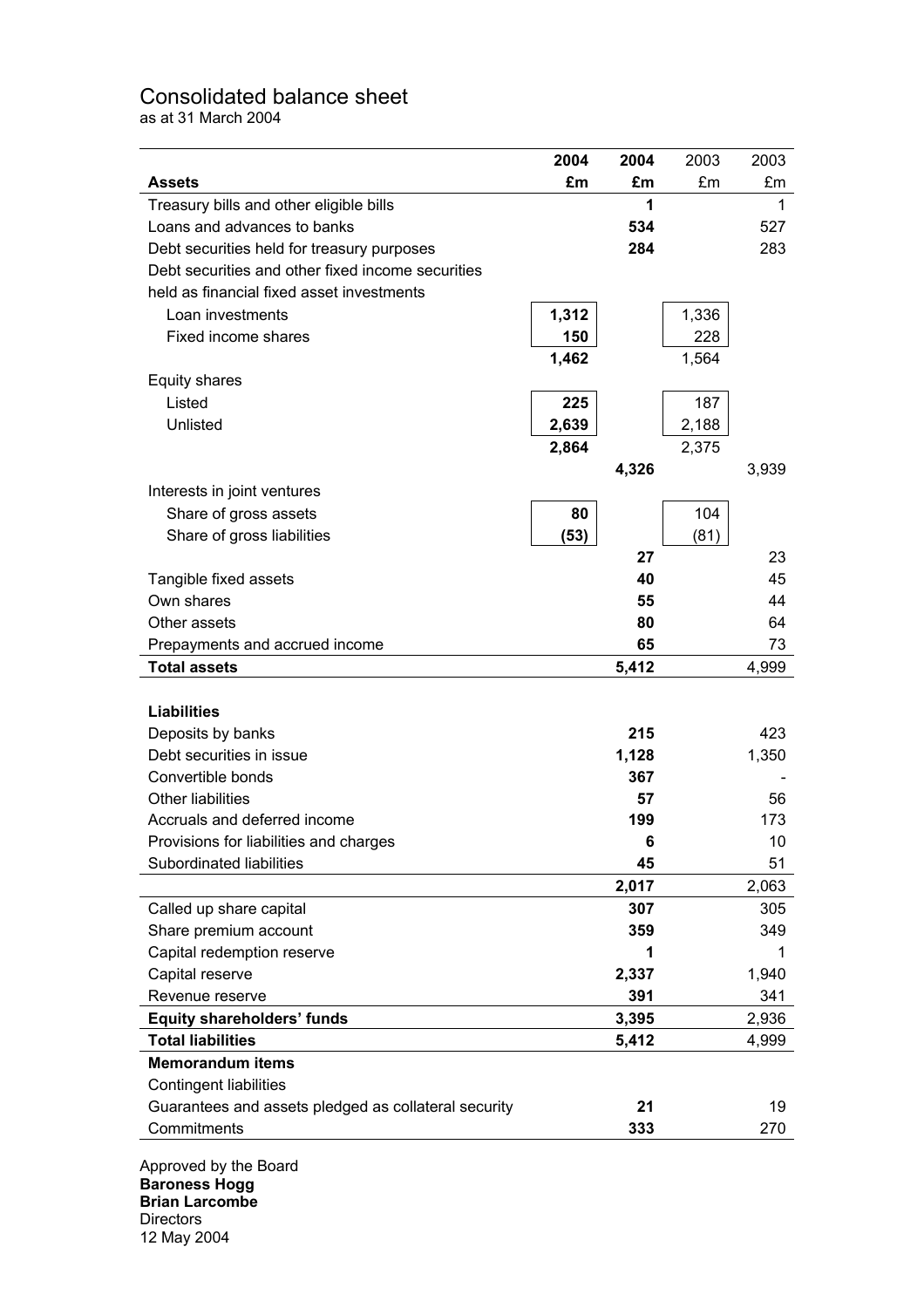# Consolidated balance sheet

as at 31 March 2004

| Assets | 2004 £m | 2004 £m | 2003 £m | 2003 £m |
|---|---|---|---|---|
| Treasury bills and other eligible bills | | **1** | | 1 |
| Loans and advances to banks | | **534** | | 527 |
| Debt securities held for treasury purposes | | **284** | | 283 |
| Debt securities and other fixed income securities held as financial fixed asset investments | | | | |
| Loan investments | **1,312** | | 1,336 | |
| Fixed income shares | **150** | | 228 | |
| | **1,462** | | 1,564 | |
| Equity shares | | | | |
| Listed | **225** | | 187 | |
| Unlisted | **2,639** | | 2,188 | |
| | **2,864** | | 2,375 | |
| | | **4,326** | | 3,939 |
| Interests in joint ventures | | | | |
| Share of gross assets | **80** | | 104 | |
| Share of gross liabilities | **(53)** | | (81) | |
| | | **27** | | 23 |
| Tangible fixed assets | | **40** | | 45 |
| Own shares | | **55** | | 44 |
| Other assets | | **80** | | 64 |
| Prepayments and accrued income | | **65** | | 73 |
| **Total assets** | | **5,412** | | 4,999 |
| | | | | |
| **Liabilities** | | | | |
| Deposits by banks | | **215** | | 423 |
| Debt securities in issue | | **1,128** | | 1,350 |
| Convertible bonds | | **367** | | - |
| Other liabilities | | **57** | | 56 |
| Accruals and deferred income | | **199** | | 173 |
| Provisions for liabilities and charges | | **6** | | 10 |
| Subordinated liabilities | | **45** | | 51 |
| | | **2,017** | | 2,063 |
| Called up share capital | | **307** | | 305 |
| Share premium account | | **359** | | 349 |
| Capital redemption reserve | | **1** | | 1 |
| Capital reserve | | **2,337** | | 1,940 |
| Revenue reserve | | **391** | | 341 |
| **Equity shareholders' funds** | | **3,395** | | 2,936 |
| **Total liabilities** | | **5,412** | | 4,999 |
| **Memorandum items** | | | | |
| Contingent liabilities | | | | |
| Guarantees and assets pledged as collateral security | | **21** | | 19 |
| Commitments | | **333** | | 270 |

Approved by the Board
**Baroness Hogg**
**Brian Larcombe**
Directors
12 May 2004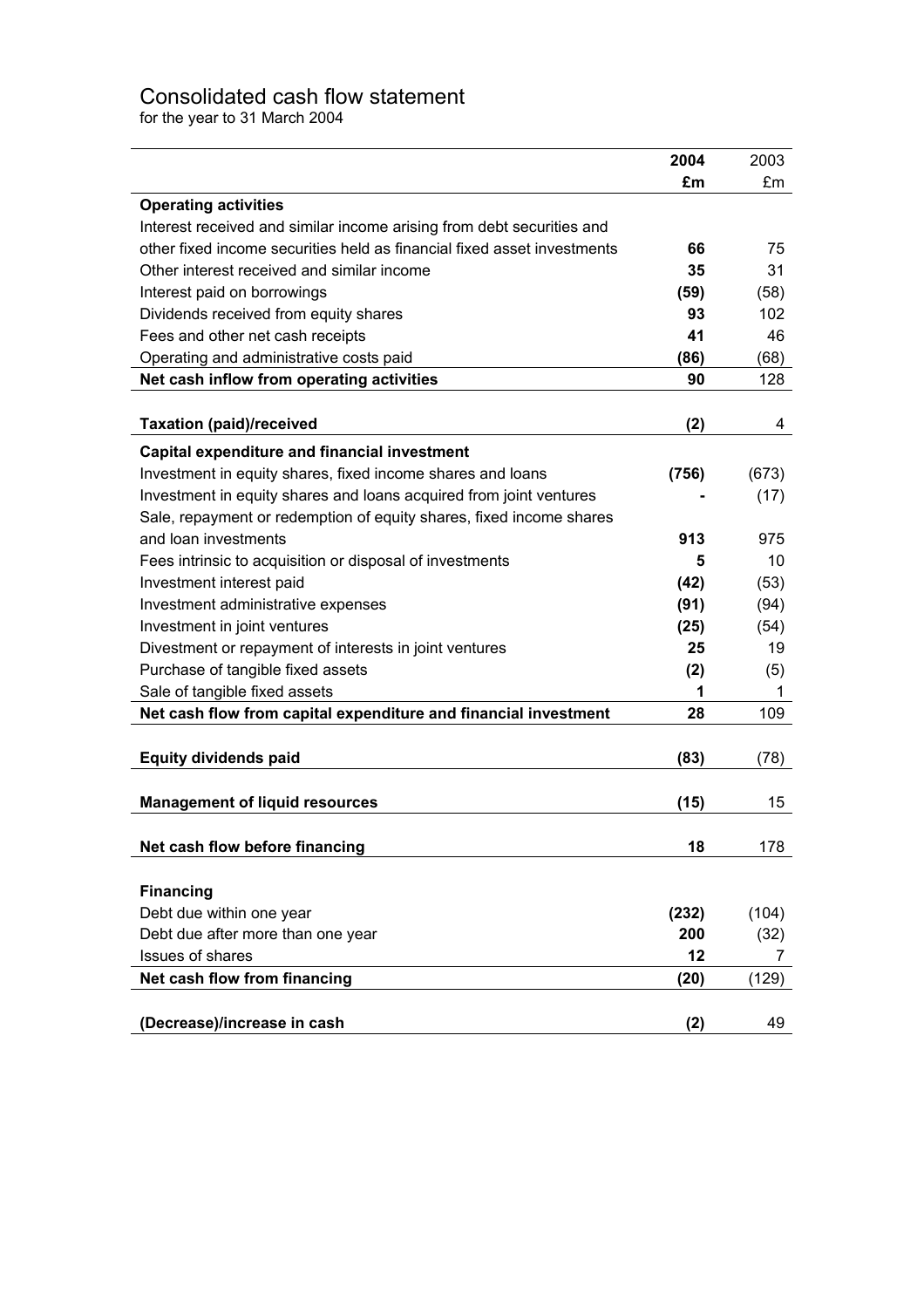# Consolidated cash flow statement

for the year to 31 March 2004

| | 2004 | 2003 |
|---|---|---|
| | £m | £m |
| **Operating activities** | | |
| Interest received and similar income arising from debt securities and other fixed income securities held as financial fixed asset investments | **66** | 75 |
| Other interest received and similar income | **35** | 31 |
| Interest paid on borrowings | **(59)** | (58) |
| Dividends received from equity shares | **93** | 102 |
| Fees and other net cash receipts | **41** | 46 |
| Operating and administrative costs paid | **(86)** | (68) |
| **Net cash inflow from operating activities** | **90** | 128 |
| | | |
| **Taxation (paid)/received** | **(2)** | 4 |
| **Capital expenditure and financial investment** | | |
| Investment in equity shares, fixed income shares and loans | **(756)** | (673) |
| Investment in equity shares and loans acquired from joint ventures | **-** | (17) |
| Sale, repayment or redemption of equity shares, fixed income shares and loan investments | **913** | 975 |
| Fees intrinsic to acquisition or disposal of investments | **5** | 10 |
| Investment interest paid | **(42)** | (53) |
| Investment administrative expenses | **(91)** | (94) |
| Investment in joint ventures | **(25)** | (54) |
| Divestment or repayment of interests in joint ventures | **25** | 19 |
| Purchase of tangible fixed assets | **(2)** | (5) |
| Sale of tangible fixed assets | **1** | 1 |
| **Net cash flow from capital expenditure and financial investment** | **28** | 109 |
| | | |
| **Equity dividends paid** | **(83)** | (78) |
| | | |
| **Management of liquid resources** | **(15)** | 15 |
| | | |
| **Net cash flow before financing** | **18** | 178 |
| | | |
| **Financing** | | |
| Debt due within one year | **(232)** | (104) |
| Debt due after more than one year | **200** | (32) |
| Issues of shares | **12** | 7 |
| **Net cash flow from financing** | **(20)** | (129) |
| | | |
| **(Decrease)/increase in cash** | **(2)** | 49 |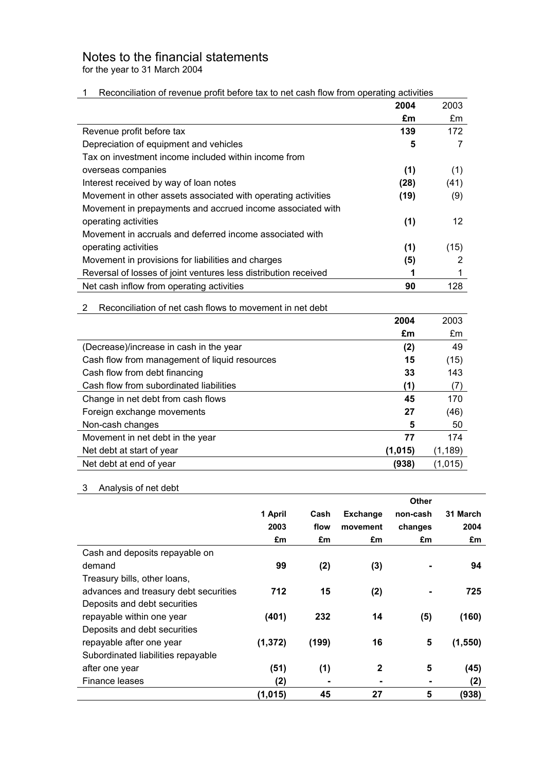# Notes to the financial statements

for the year to 31 March 2004

## 1 Reconciliation of revenue profit before tax to net cash flow from operating activities

| | **2004** | 2003 |
|---|---|---|
| | **£m** | £m |
| Revenue profit before tax | **139** | 172 |
| Depreciation of equipment and vehicles | **5** | 7 |
| Tax on investment income included within income from overseas companies | **(1)** | (1) |
| Interest received by way of loan notes | **(28)** | (41) |
| Movement in other assets associated with operating activities | **(19)** | (9) |
| Movement in prepayments and accrued income associated with operating activities | **(1)** | 12 |
| Movement in accruals and deferred income associated with operating activities | **(1)** | (15) |
| Movement in provisions for liabilities and charges | **(5)** | 2 |
| Reversal of losses of joint ventures less distribution received | **1** | 1 |
| Net cash inflow from operating activities | **90** | 128 |

## 2 Reconciliation of net cash flows to movement in net debt

| | **2004** | 2003 |
|---|---|---|
| | **£m** | £m |
| (Decrease)/increase in cash in the year | **(2)** | 49 |
| Cash flow from management of liquid resources | **15** | (15) |
| Cash flow from debt financing | **33** | 143 |
| Cash flow from subordinated liabilities | **(1)** | (7) |
| Change in net debt from cash flows | **45** | 170 |
| Foreign exchange movements | **27** | (46) |
| Non-cash changes | **5** | 50 |
| Movement in net debt in the year | **77** | 174 |
| Net debt at start of year | **(1,015)** | (1,189) |
| Net debt at end of year | **(938)** | (1,015) |

## 3 Analysis of net debt

| | **1 April 2003** | **Cash flow** | **Exchange movement** | **Other non-cash changes** | **31 March 2004** |
|---|---|---|---|---|---|
| | **£m** | **£m** | **£m** | **£m** | **£m** |
| Cash and deposits repayable on demand | **99** | **(2)** | **(3)** | **-** | **94** |
| Treasury bills, other loans, advances and treasury debt securities | **712** | **15** | **(2)** | **-** | **725** |
| Deposits and debt securities repayable within one year | **(401)** | **232** | **14** | **(5)** | **(160)** |
| Deposits and debt securities repayable after one year | **(1,372)** | **(199)** | **16** | **5** | **(1,550)** |
| Subordinated liabilities repayable after one year | **(51)** | **(1)** | **2** | **5** | **(45)** |
| Finance leases | **(2)** | **-** | **-** | **-** | **(2)** |
| | **(1,015)** | **45** | **27** | **5** | **(938)** |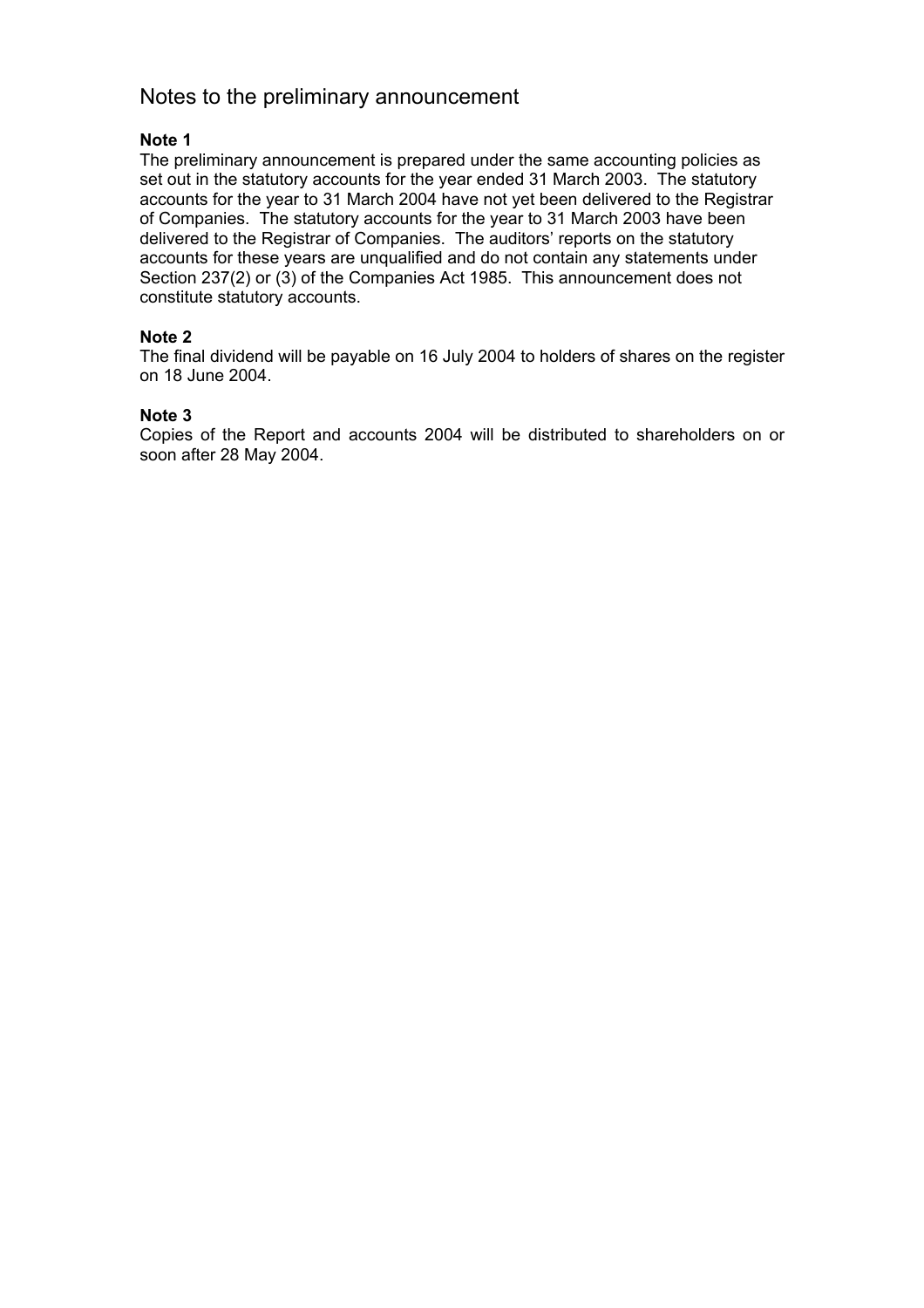# Notes to the preliminary announcement

**Note 1**

The preliminary announcement is prepared under the same accounting policies as set out in the statutory accounts for the year ended 31 March 2003. The statutory accounts for the year to 31 March 2004 have not yet been delivered to the Registrar of Companies. The statutory accounts for the year to 31 March 2003 have been delivered to the Registrar of Companies. The auditors' reports on the statutory accounts for these years are unqualified and do not contain any statements under Section 237(2) or (3) of the Companies Act 1985. This announcement does not constitute statutory accounts.

**Note 2**

The final dividend will be payable on 16 July 2004 to holders of shares on the register on 18 June 2004.

**Note 3**

Copies of the Report and accounts 2004 will be distributed to shareholders on or soon after 28 May 2004.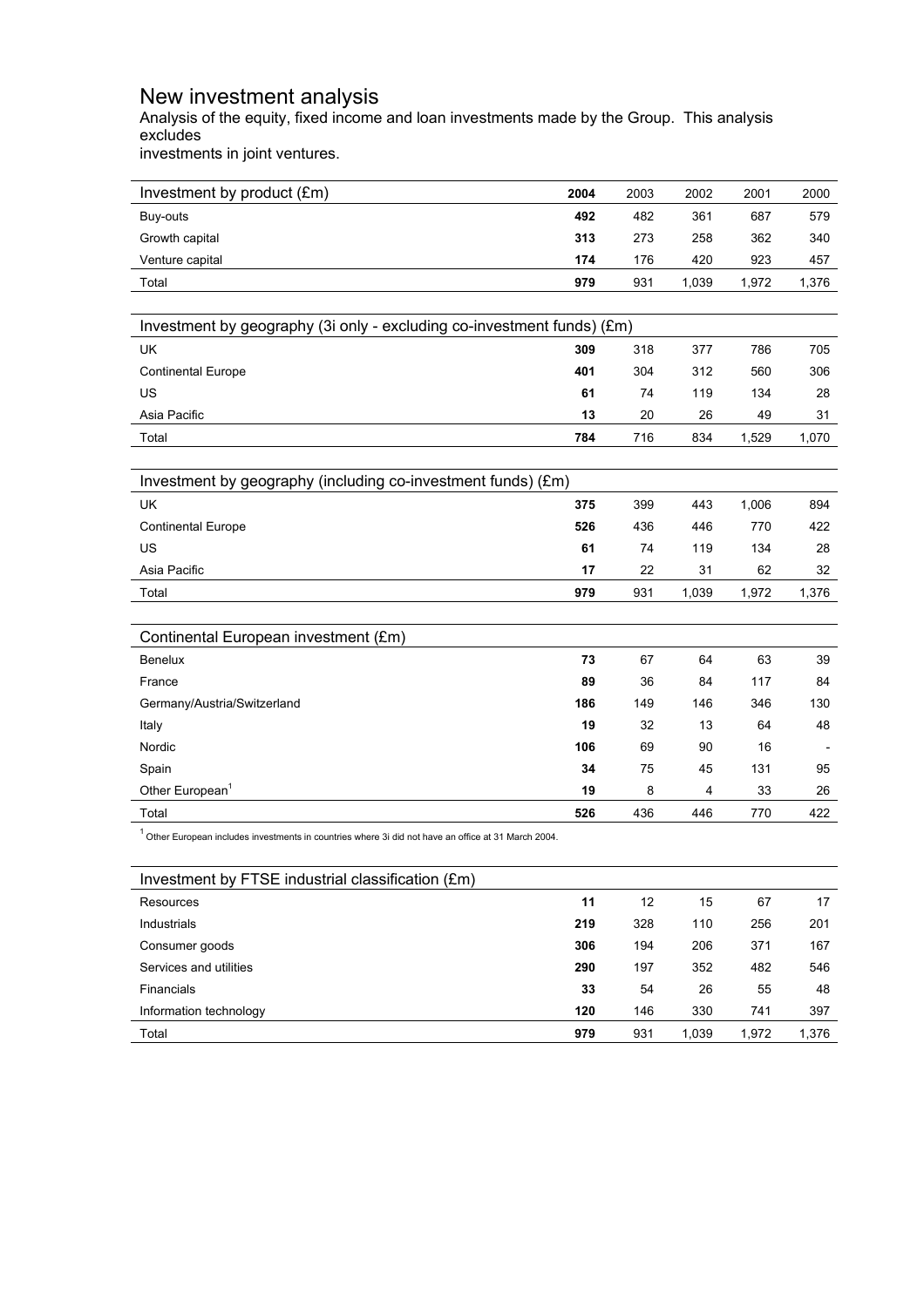# New investment analysis

Analysis of the equity, fixed income and loan investments made by the Group. This analysis excludes investments in joint ventures.

| Investment by product (£m) | **2004** | 2003 | 2002 | 2001 | 2000 |
|---|---|---|---|---|---|
| Buy-outs | **492** | 482 | 361 | 687 | 579 |
| Growth capital | **313** | 273 | 258 | 362 | 340 |
| Venture capital | **174** | 176 | 420 | 923 | 457 |
| Total | **979** | 931 | 1,039 | 1,972 | 1,376 |

| Investment by geography (3i only - excluding co-investment funds) (£m) | | | | | |
|---|---|---|---|---|---|
| UK | **309** | 318 | 377 | 786 | 705 |
| Continental Europe | **401** | 304 | 312 | 560 | 306 |
| US | **61** | 74 | 119 | 134 | 28 |
| Asia Pacific | **13** | 20 | 26 | 49 | 31 |
| Total | **784** | 716 | 834 | 1,529 | 1,070 |

| Investment by geography (including co-investment funds) (£m) | | | | | |
|---|---|---|---|---|---|
| UK | **375** | 399 | 443 | 1,006 | 894 |
| Continental Europe | **526** | 436 | 446 | 770 | 422 |
| US | **61** | 74 | 119 | 134 | 28 |
| Asia Pacific | **17** | 22 | 31 | 62 | 32 |
| Total | **979** | 931 | 1,039 | 1,972 | 1,376 |

| Continental European investment (£m) | | | | | |
|---|---|---|---|---|---|
| Benelux | **73** | 67 | 64 | 63 | 39 |
| France | **89** | 36 | 84 | 117 | 84 |
| Germany/Austria/Switzerland | **186** | 149 | 146 | 346 | 130 |
| Italy | **19** | 32 | 13 | 64 | 48 |
| Nordic | **106** | 69 | 90 | 16 | - |
| Spain | **34** | 75 | 45 | 131 | 95 |
| Other European[1] | **19** | 8 | 4 | 33 | 26 |
| Total | **526** | 436 | 446 | 770 | 422 |

[1] Other European includes investments in countries where 3i did not have an office at 31 March 2004.

| Investment by FTSE industrial classification (£m) | | | | | |
|---|---|---|---|---|---|
| Resources | **11** | 12 | 15 | 67 | 17 |
| Industrials | **219** | 328 | 110 | 256 | 201 |
| Consumer goods | **306** | 194 | 206 | 371 | 167 |
| Services and utilities | **290** | 197 | 352 | 482 | 546 |
| Financials | **33** | 54 | 26 | 55 | 48 |
| Information technology | **120** | 146 | 330 | 741 | 397 |
| Total | **979** | 931 | 1,039 | 1,972 | 1,376 |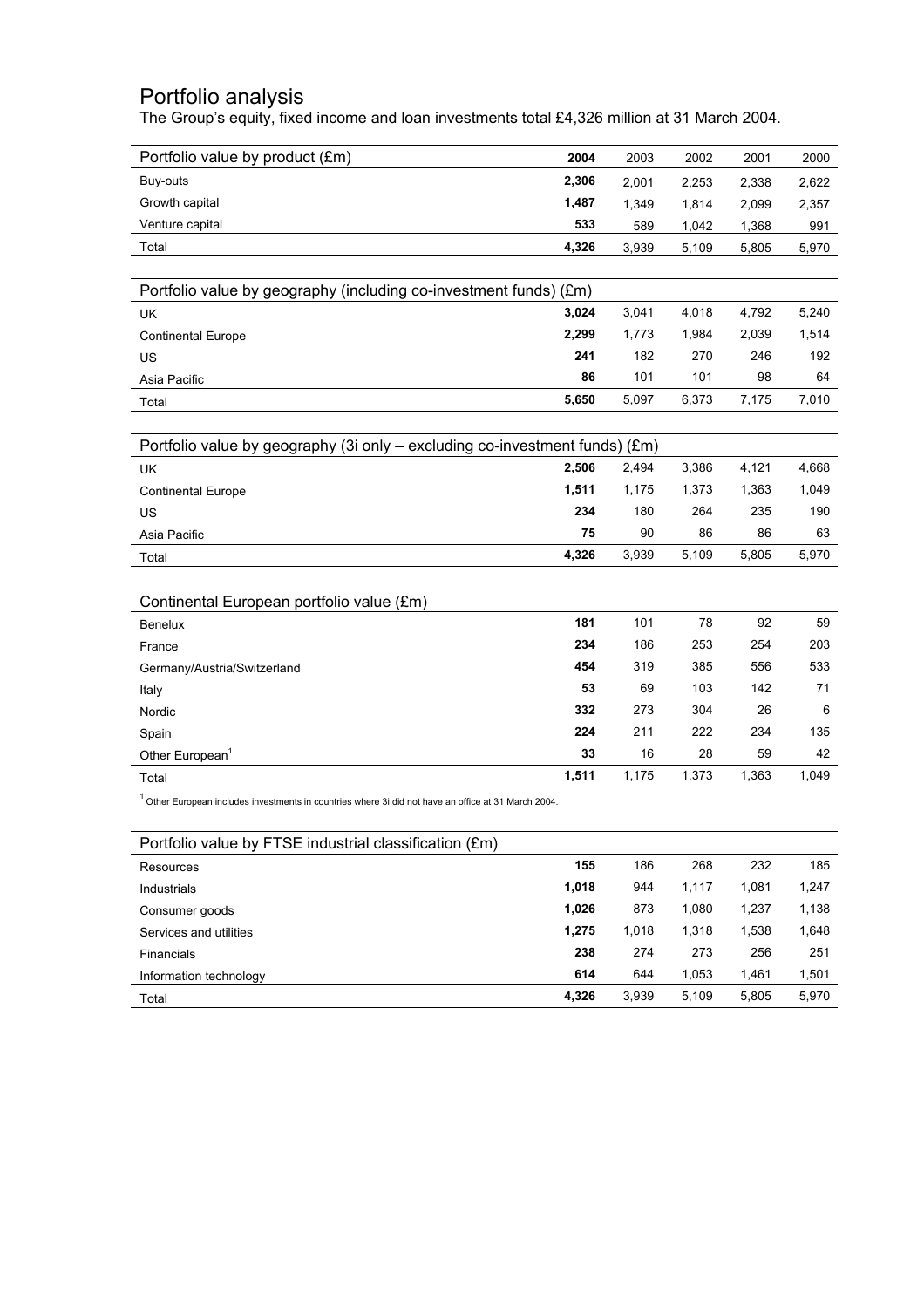# Portfolio analysis

The Group's equity, fixed income and loan investments total £4,326 million at 31 March 2004.

| Portfolio value by product (£m) | **2004** | 2003 | 2002 | 2001 | 2000 |
|---|---|---|---|---|---|
| Buy-outs | **2,306** | 2,001 | 2,253 | 2,338 | 2,622 |
| Growth capital | **1,487** | 1,349 | 1,814 | 2,099 | 2,357 |
| Venture capital | **533** | 589 | 1,042 | 1,368 | 991 |
| Total | **4,326** | 3,939 | 5,109 | 5,805 | 5,970 |

| Portfolio value by geography (including co-investment funds) (£m) | | | | | |
|---|---|---|---|---|---|
| UK | **3,024** | 3,041 | 4,018 | 4,792 | 5,240 |
| Continental Europe | **2,299** | 1,773 | 1,984 | 2,039 | 1,514 |
| US | **241** | 182 | 270 | 246 | 192 |
| Asia Pacific | **86** | 101 | 101 | 98 | 64 |
| Total | **5,650** | 5,097 | 6,373 | 7,175 | 7,010 |

| Portfolio value by geography (3i only – excluding co-investment funds) (£m) | | | | | |
|---|---|---|---|---|---|
| UK | **2,506** | 2,494 | 3,386 | 4,121 | 4,668 |
| Continental Europe | **1,511** | 1,175 | 1,373 | 1,363 | 1,049 |
| US | **234** | 180 | 264 | 235 | 190 |
| Asia Pacific | **75** | 90 | 86 | 86 | 63 |
| Total | **4,326** | 3,939 | 5,109 | 5,805 | 5,970 |

| Continental European portfolio value (£m) | | | | | |
|---|---|---|---|---|---|
| Benelux | **181** | 101 | 78 | 92 | 59 |
| France | **234** | 186 | 253 | 254 | 203 |
| Germany/Austria/Switzerland | **454** | 319 | 385 | 556 | 533 |
| Italy | **53** | 69 | 103 | 142 | 71 |
| Nordic | **332** | 273 | 304 | 26 | 6 |
| Spain | **224** | 211 | 222 | 234 | 135 |
| Other European[1] | **33** | 16 | 28 | 59 | 42 |
| Total | **1,511** | 1,175 | 1,373 | 1,363 | 1,049 |

[1] Other European includes investments in countries where 3i did not have an office at 31 March 2004.

| Portfolio value by FTSE industrial classification (£m) | | | | | |
|---|---|---|---|---|---|
| Resources | **155** | 186 | 268 | 232 | 185 |
| Industrials | **1,018** | 944 | 1,117 | 1,081 | 1,247 |
| Consumer goods | **1,026** | 873 | 1,080 | 1,237 | 1,138 |
| Services and utilities | **1,275** | 1,018 | 1,318 | 1,538 | 1,648 |
| Financials | **238** | 274 | 273 | 256 | 251 |
| Information technology | **614** | 644 | 1,053 | 1,461 | 1,501 |
| Total | **4,326** | 3,939 | 5,109 | 5,805 | 5,970 |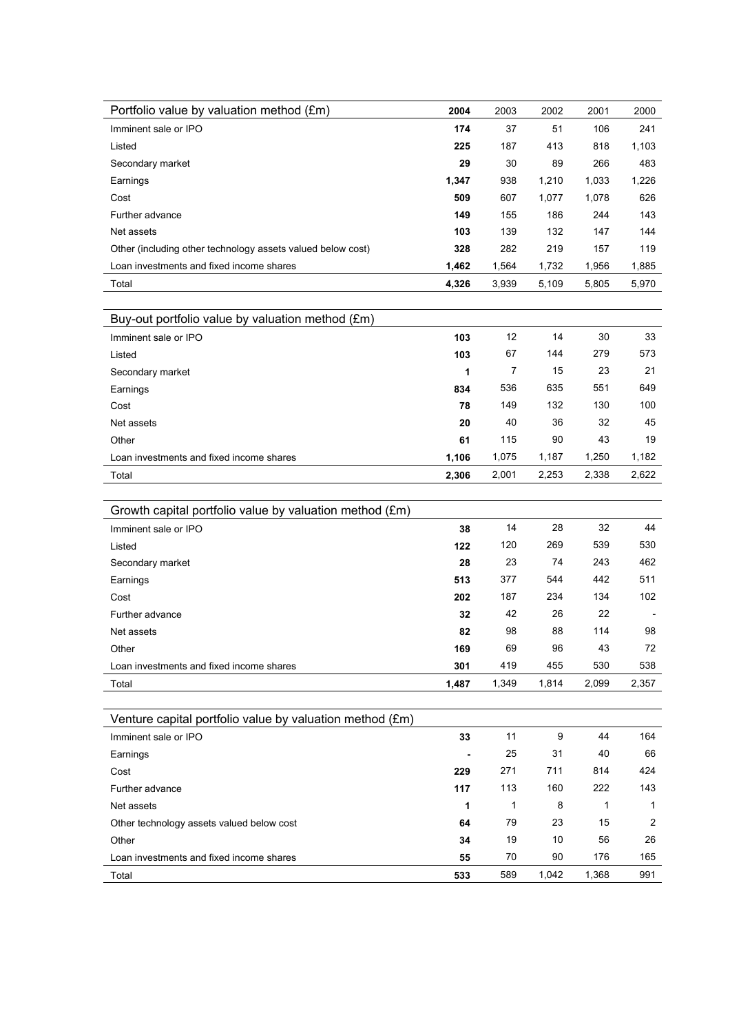| Portfolio value by valuation method (£m) | **2004** | 2003 | 2002 | 2001 | 2000 |
|---|---|---|---|---|---|
| Imminent sale or IPO | **174** | 37 | 51 | 106 | 241 |
| Listed | **225** | 187 | 413 | 818 | 1,103 |
| Secondary market | **29** | 30 | 89 | 266 | 483 |
| Earnings | **1,347** | 938 | 1,210 | 1,033 | 1,226 |
| Cost | **509** | 607 | 1,077 | 1,078 | 626 |
| Further advance | **149** | 155 | 186 | 244 | 143 |
| Net assets | **103** | 139 | 132 | 147 | 144 |
| Other (including other technology assets valued below cost) | **328** | 282 | 219 | 157 | 119 |
| Loan investments and fixed income shares | **1,462** | 1,564 | 1,732 | 1,956 | 1,885 |
| Total | **4,326** | 3,939 | 5,109 | 5,805 | 5,970 |

| Buy-out portfolio value by valuation method (£m) | | | | | |
|---|---|---|---|---|---|
| Imminent sale or IPO | **103** | 12 | 14 | 30 | 33 |
| Listed | **103** | 67 | 144 | 279 | 573 |
| Secondary market | **1** | 7 | 15 | 23 | 21 |
| Earnings | **834** | 536 | 635 | 551 | 649 |
| Cost | **78** | 149 | 132 | 130 | 100 |
| Net assets | **20** | 40 | 36 | 32 | 45 |
| Other | **61** | 115 | 90 | 43 | 19 |
| Loan investments and fixed income shares | **1,106** | 1,075 | 1,187 | 1,250 | 1,182 |
| Total | **2,306** | 2,001 | 2,253 | 2,338 | 2,622 |

| Growth capital portfolio value by valuation method (£m) | | | | | |
|---|---|---|---|---|---|
| Imminent sale or IPO | **38** | 14 | 28 | 32 | 44 |
| Listed | **122** | 120 | 269 | 539 | 530 |
| Secondary market | **28** | 23 | 74 | 243 | 462 |
| Earnings | **513** | 377 | 544 | 442 | 511 |
| Cost | **202** | 187 | 234 | 134 | 102 |
| Further advance | **32** | 42 | 26 | 22 | - |
| Net assets | **82** | 98 | 88 | 114 | 98 |
| Other | **169** | 69 | 96 | 43 | 72 |
| Loan investments and fixed income shares | **301** | 419 | 455 | 530 | 538 |
| Total | **1,487** | 1,349 | 1,814 | 2,099 | 2,357 |

| Venture capital portfolio value by valuation method (£m) | | | | | |
|---|---|---|---|---|---|
| Imminent sale or IPO | **33** | 11 | 9 | 44 | 164 |
| Earnings | **-** | 25 | 31 | 40 | 66 |
| Cost | **229** | 271 | 711 | 814 | 424 |
| Further advance | **117** | 113 | 160 | 222 | 143 |
| Net assets | **1** | 1 | 8 | 1 | 1 |
| Other technology assets valued below cost | **64** | 79 | 23 | 15 | 2 |
| Other | **34** | 19 | 10 | 56 | 26 |
| Loan investments and fixed income shares | **55** | 70 | 90 | 176 | 165 |
| Total | **533** | 589 | 1,042 | 1,368 | 991 |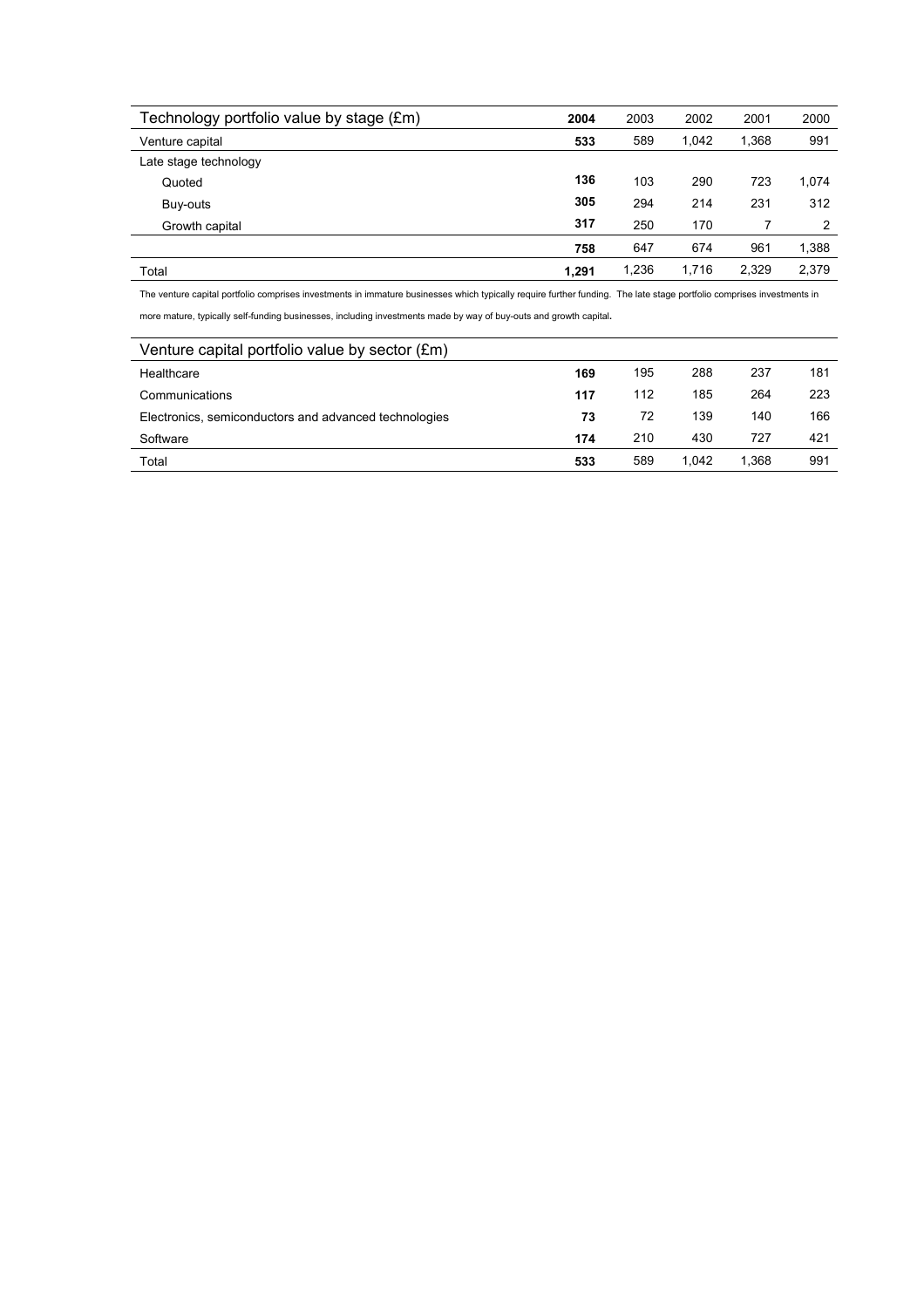| Technology portfolio value by stage (£m) | **2004** | 2003 | 2002 | 2001 | 2000 |
|---|---|---|---|---|---|
| Venture capital | **533** | 589 | 1,042 | 1,368 | 991 |
| Late stage technology | | | | | |
| Quoted | **136** | 103 | 290 | 723 | 1,074 |
| Buy-outs | **305** | 294 | 214 | 231 | 312 |
| Growth capital | **317** | 250 | 170 | 7 | 2 |
| | **758** | 647 | 674 | 961 | 1,388 |
| Total | **1,291** | 1,236 | 1,716 | 2,329 | 2,379 |

The venture capital portfolio comprises investments in immature businesses which typically require further funding. The late stage portfolio comprises investments in more mature, typically self-funding businesses, including investments made by way of buy-outs and growth capital.

| Venture capital portfolio value by sector (£m) | | | | | |
|---|---|---|---|---|---|
| Healthcare | **169** | 195 | 288 | 237 | 181 |
| Communications | **117** | 112 | 185 | 264 | 223 |
| Electronics, semiconductors and advanced technologies | **73** | 72 | 139 | 140 | 166 |
| Software | **174** | 210 | 430 | 727 | 421 |
| Total | **533** | 589 | 1,042 | 1,368 | 991 |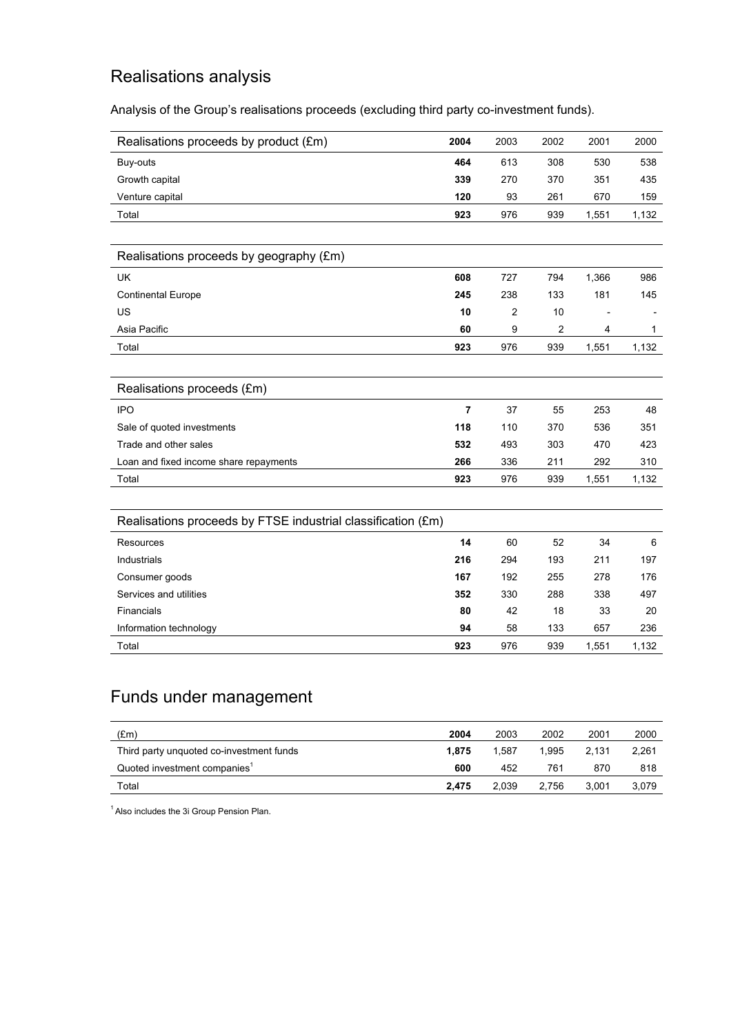# Realisations analysis

Analysis of the Group's realisations proceeds (excluding third party co-investment funds).

| Realisations proceeds by product (£m) | 2004 | 2003 | 2002 | 2001 | 2000 |
|---|---|---|---|---|---|
| Buy-outs | **464** | 613 | 308 | 530 | 538 |
| Growth capital | **339** | 270 | 370 | 351 | 435 |
| Venture capital | **120** | 93 | 261 | 670 | 159 |
| Total | **923** | 976 | 939 | 1,551 | 1,132 |

| Realisations proceeds by geography (£m) | | | | | |
|---|---|---|---|---|---|
| UK | **608** | 727 | 794 | 1,366 | 986 |
| Continental Europe | **245** | 238 | 133 | 181 | 145 |
| US | **10** | 2 | 10 | - | - |
| Asia Pacific | **60** | 9 | 2 | 4 | 1 |
| Total | **923** | 976 | 939 | 1,551 | 1,132 |

| Realisations proceeds (£m) | | | | | |
|---|---|---|---|---|---|
| IPO | **7** | 37 | 55 | 253 | 48 |
| Sale of quoted investments | **118** | 110 | 370 | 536 | 351 |
| Trade and other sales | **532** | 493 | 303 | 470 | 423 |
| Loan and fixed income share repayments | **266** | 336 | 211 | 292 | 310 |
| Total | **923** | 976 | 939 | 1,551 | 1,132 |

| Realisations proceeds by FTSE industrial classification (£m) | | | | | |
|---|---|---|---|---|---|
| Resources | **14** | 60 | 52 | 34 | 6 |
| Industrials | **216** | 294 | 193 | 211 | 197 |
| Consumer goods | **167** | 192 | 255 | 278 | 176 |
| Services and utilities | **352** | 330 | 288 | 338 | 497 |
| Financials | **80** | 42 | 18 | 33 | 20 |
| Information technology | **94** | 58 | 133 | 657 | 236 |
| Total | **923** | 976 | 939 | 1,551 | 1,132 |

# Funds under management

| (£m) | 2004 | 2003 | 2002 | 2001 | 2000 |
|---|---|---|---|---|---|
| Third party unquoted co-investment funds | **1,875** | 1,587 | 1,995 | 2,131 | 2,261 |
| Quoted investment companies[1] | **600** | 452 | 761 | 870 | 818 |
| Total | **2,475** | 2,039 | 2,756 | 3,001 | 3,079 |

[1] Also includes the 3i Group Pension Plan.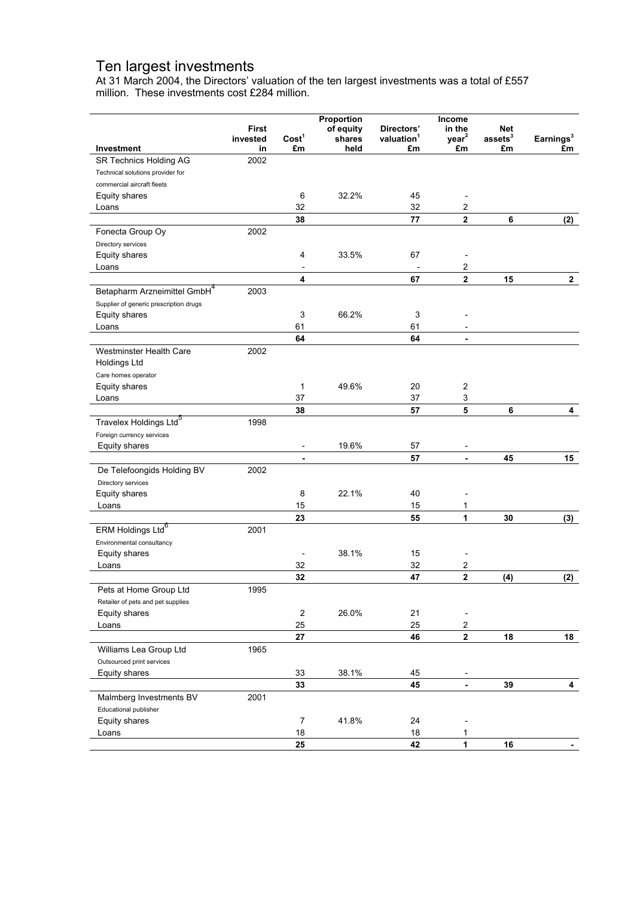# Ten largest investments

At 31 March 2004, the Directors' valuation of the ten largest investments was a total of £557 million. These investments cost £284 million.

| Investment | First invested in | Cost[1] £m | Proportion of equity shares held | Directors' valuation[1] £m | Income in the year[2] £m | Net assets[3] £m | Earnings[3] £m |
|---|---|---|---|---|---|---|---|
| SR Technics Holding AG | 2002 | | | | | | |
| Technical solutions provider for commercial aircraft fleets | | | | | | | |
| Equity shares | | 6 | 32.2% | 45 | - | | |
| Loans | | 32 | | 32 | 2 | | |
| | | **38** | | **77** | **2** | **6** | **(2)** |
| Fonecta Group Oy | 2002 | | | | | | |
| Directory services | | | | | | | |
| Equity shares | | 4 | 33.5% | 67 | - | | |
| Loans | | - | | - | 2 | | |
| | | **4** | | **67** | **2** | **15** | **2** |
| Betapharm Arzneimittel GmbH[4] | 2003 | | | | | | |
| Supplier of generic prescription drugs | | | | | | | |
| Equity shares | | 3 | 66.2% | 3 | - | | |
| Loans | | 61 | | 61 | - | | |
| | | **64** | | **64** | **-** | | |
| Westminster Health Care Holdings Ltd | 2002 | | | | | | |
| Care homes operator | | | | | | | |
| Equity shares | | 1 | 49.6% | 20 | 2 | | |
| Loans | | 37 | | 37 | 3 | | |
| | | **38** | | **57** | **5** | **6** | **4** |
| Travelex Holdings Ltd[5] | 1998 | | | | | | |
| Foreign currency services | | | | | | | |
| Equity shares | | - | 19.6% | 57 | - | | |
| | | **-** | | **57** | **-** | **45** | **15** |
| De Telefoongids Holding BV | 2002 | | | | | | |
| Directory services | | | | | | | |
| Equity shares | | 8 | 22.1% | 40 | - | | |
| Loans | | 15 | | 15 | 1 | | |
| | | **23** | | **55** | **1** | **30** | **(3)** |
| ERM Holdings Ltd[6] | 2001 | | | | | | |
| Environmental consultancy | | | | | | | |
| Equity shares | | - | 38.1% | 15 | - | | |
| Loans | | 32 | | 32 | 2 | | |
| | | **32** | | **47** | **2** | **(4)** | **(2)** |
| Pets at Home Group Ltd | 1995 | | | | | | |
| Retailer of pets and pet supplies | | | | | | | |
| Equity shares | | 2 | 26.0% | 21 | - | | |
| Loans | | 25 | | 25 | 2 | | |
| | | **27** | | **46** | **2** | **18** | **18** |
| Williams Lea Group Ltd | 1965 | | | | | | |
| Outsourced print services | | | | | | | |
| Equity shares | | 33 | 38.1% | 45 | - | | |
| | | **33** | | **45** | **-** | **39** | **4** |
| Malmberg Investments BV | 2001 | | | | | | |
| Educational publisher | | | | | | | |
| Equity shares | | 7 | 41.8% | 24 | - | | |
| Loans | | 18 | | 18 | 1 | | |
| | | **25** | | **42** | **1** | **16** | **-** |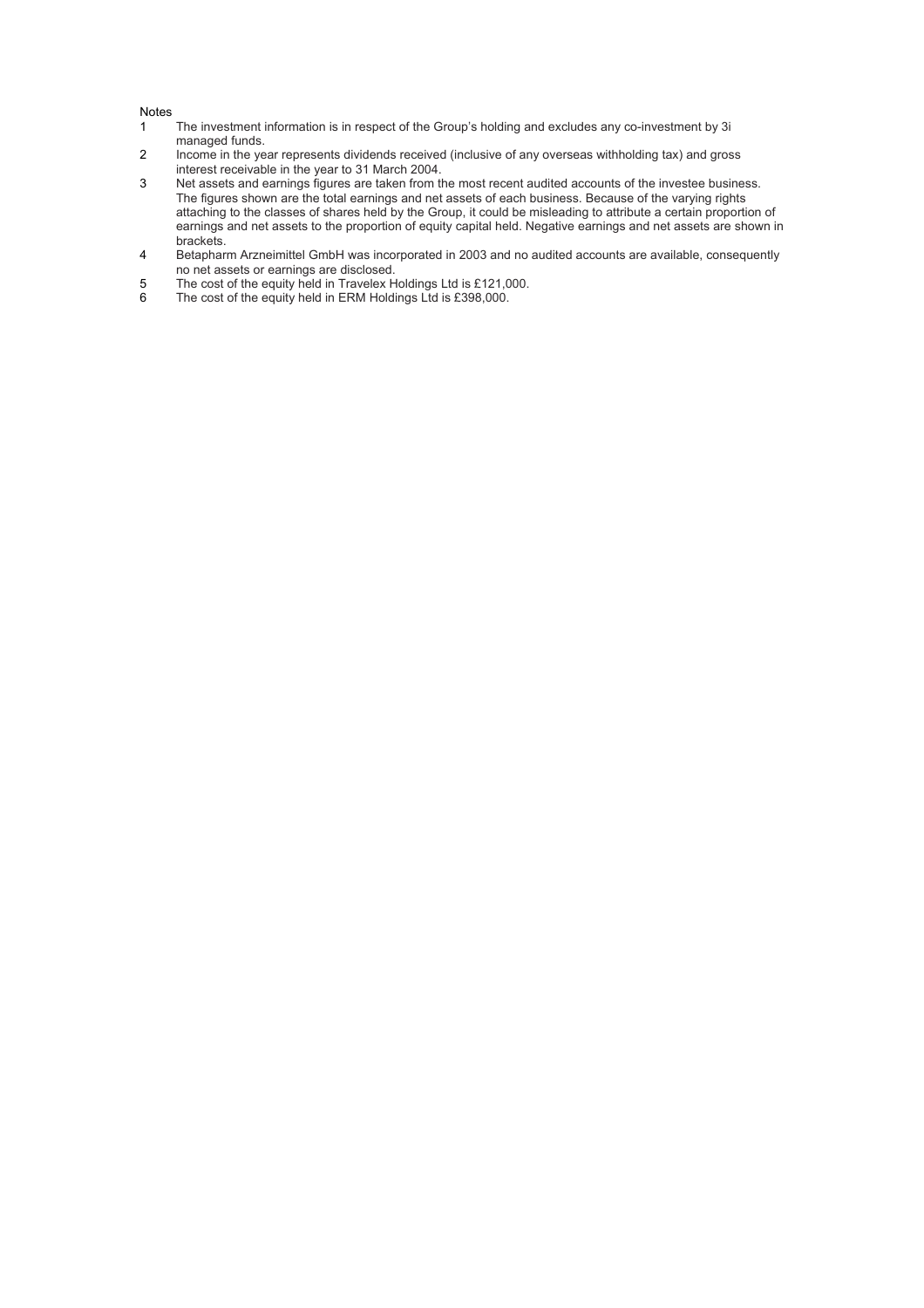Notes

1. The investment information is in respect of the Group's holding and excludes any co-investment by 3i managed funds.
2. Income in the year represents dividends received (inclusive of any overseas withholding tax) and gross interest receivable in the year to 31 March 2004.
3. Net assets and earnings figures are taken from the most recent audited accounts of the investee business. The figures shown are the total earnings and net assets of each business. Because of the varying rights attaching to the classes of shares held by the Group, it could be misleading to attribute a certain proportion of earnings and net assets to the proportion of equity capital held. Negative earnings and net assets are shown in brackets.
4. Betapharm Arzneimittel GmbH was incorporated in 2003 and no audited accounts are available, consequently no net assets or earnings are disclosed.
5. The cost of the equity held in Travelex Holdings Ltd is £121,000.
6. The cost of the equity held in ERM Holdings Ltd is £398,000.